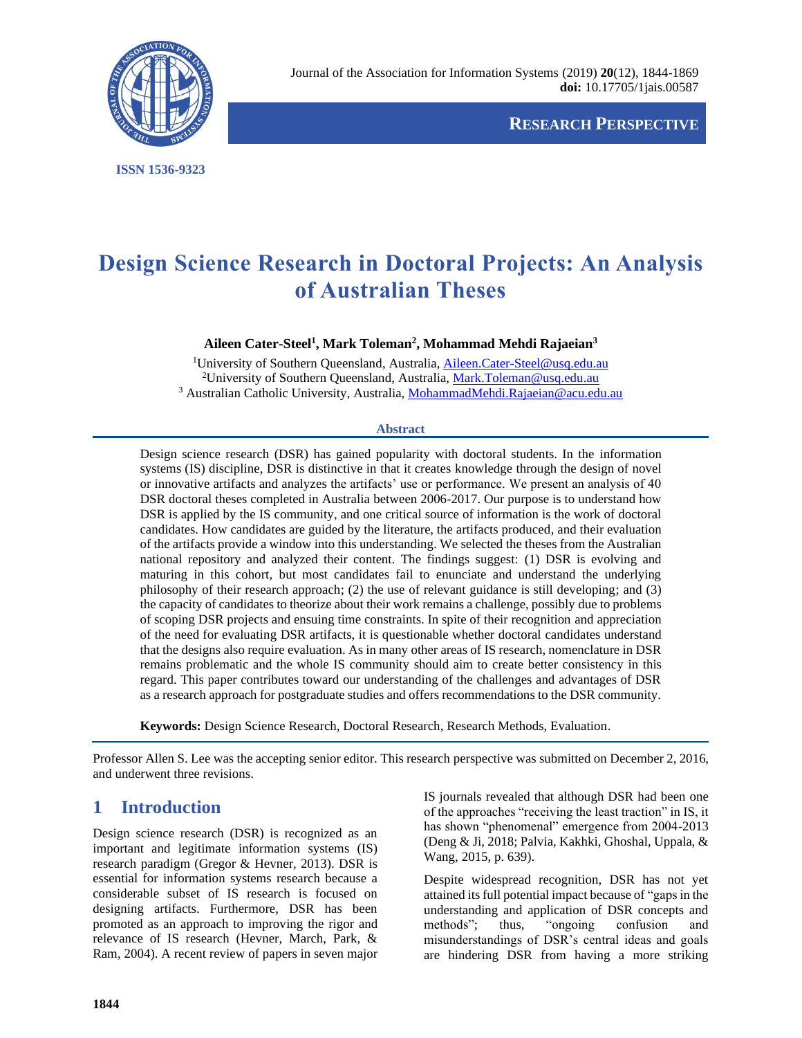Journal of the Association for Information Systems (2019) **20**(12), 1844-1869
**doi:** 10.17705/1jais.00587

ISSN 1536-9323

**RESEARCH PERSPECTIVE**

# Design Science Research in Doctoral Projects: An Analysis of Australian Theses

**Aileen Cater-Steel[1], Mark Toleman[2], Mohammad Mehdi Rajaeian[3]**

[1]University of Southern Queensland, Australia, Aileen.Cater-Steel@usq.edu.au
[2]University of Southern Queensland, Australia, Mark.Toleman@usq.edu.au
[3] Australian Catholic University, Australia, MohammadMehdi.Rajaeian@acu.edu.au

**Abstract**

Design science research (DSR) has gained popularity with doctoral students. In the information systems (IS) discipline, DSR is distinctive in that it creates knowledge through the design of novel or innovative artifacts and analyzes the artifacts' use or performance. We present an analysis of 40 DSR doctoral theses completed in Australia between 2006-2017. Our purpose is to understand how DSR is applied by the IS community, and one critical source of information is the work of doctoral candidates. How candidates are guided by the literature, the artifacts produced, and their evaluation of the artifacts provide a window into this understanding. We selected the theses from the Australian national repository and analyzed their content. The findings suggest: (1) DSR is evolving and maturing in this cohort, but most candidates fail to enunciate and understand the underlying philosophy of their research approach; (2) the use of relevant guidance is still developing; and (3) the capacity of candidates to theorize about their work remains a challenge, possibly due to problems of scoping DSR projects and ensuing time constraints. In spite of their recognition and appreciation of the need for evaluating DSR artifacts, it is questionable whether doctoral candidates understand that the designs also require evaluation. As in many other areas of IS research, nomenclature in DSR remains problematic and the whole IS community should aim to create better consistency in this regard. This paper contributes toward our understanding of the challenges and advantages of DSR as a research approach for postgraduate studies and offers recommendations to the DSR community.

**Keywords:** Design Science Research, Doctoral Research, Research Methods, Evaluation.

Professor Allen S. Lee was the accepting senior editor. This research perspective was submitted on December 2, 2016, and underwent three revisions.

## 1 Introduction

Design science research (DSR) is recognized as an important and legitimate information systems (IS) research paradigm (Gregor & Hevner, 2013). DSR is essential for information systems research because a considerable subset of IS research is focused on designing artifacts. Furthermore, DSR has been promoted as an approach to improving the rigor and relevance of IS research (Hevner, March, Park, & Ram, 2004). A recent review of papers in seven major IS journals revealed that although DSR had been one of the approaches "receiving the least traction" in IS, it has shown "phenomenal" emergence from 2004-2013 (Deng & Ji, 2018; Palvia, Kakhki, Ghoshal, Uppala, & Wang, 2015, p. 639).

Despite widespread recognition, DSR has not yet attained its full potential impact because of "gaps in the understanding and application of DSR concepts and methods"; thus, "ongoing confusion and misunderstandings of DSR's central ideas and goals are hindering DSR from having a more striking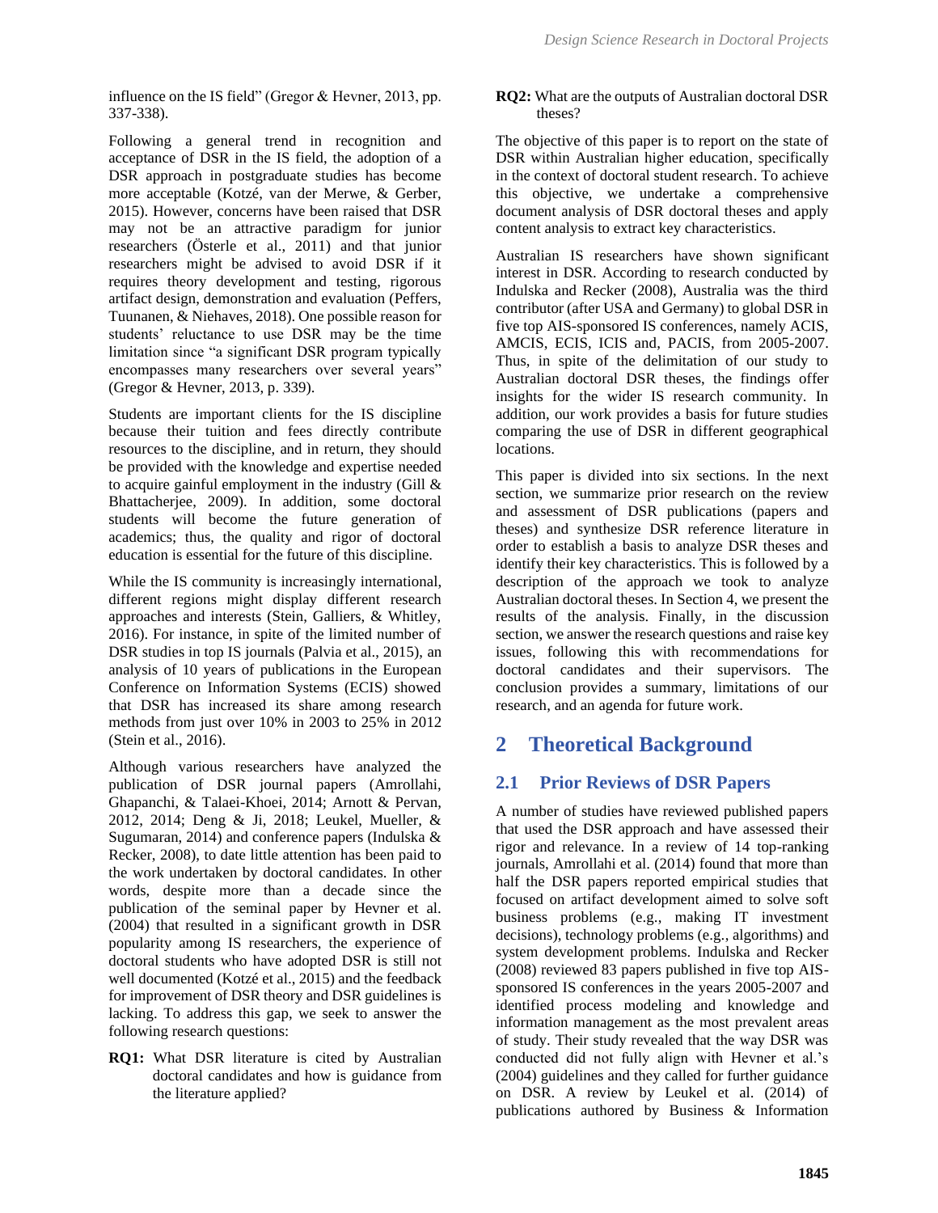influence on the IS field" (Gregor & Hevner, 2013, pp. 337-338).

Following a general trend in recognition and acceptance of DSR in the IS field, the adoption of a DSR approach in postgraduate studies has become more acceptable (Kotzé, van der Merwe, & Gerber, 2015). However, concerns have been raised that DSR may not be an attractive paradigm for junior researchers (Österle et al., 2011) and that junior researchers might be advised to avoid DSR if it requires theory development and testing, rigorous artifact design, demonstration and evaluation (Peffers, Tuunanen, & Niehaves, 2018). One possible reason for students' reluctance to use DSR may be the time limitation since "a significant DSR program typically encompasses many researchers over several years" (Gregor & Hevner, 2013, p. 339).

Students are important clients for the IS discipline because their tuition and fees directly contribute resources to the discipline, and in return, they should be provided with the knowledge and expertise needed to acquire gainful employment in the industry (Gill & Bhattacherjee, 2009). In addition, some doctoral students will become the future generation of academics; thus, the quality and rigor of doctoral education is essential for the future of this discipline.

While the IS community is increasingly international, different regions might display different research approaches and interests (Stein, Galliers, & Whitley, 2016). For instance, in spite of the limited number of DSR studies in top IS journals (Palvia et al., 2015), an analysis of 10 years of publications in the European Conference on Information Systems (ECIS) showed that DSR has increased its share among research methods from just over 10% in 2003 to 25% in 2012 (Stein et al., 2016).

Although various researchers have analyzed the publication of DSR journal papers (Amrollahi, Ghapanchi, & Talaei-Khoei, 2014; Arnott & Pervan, 2012, 2014; Deng & Ji, 2018; Leukel, Mueller, & Sugumaran, 2014) and conference papers (Indulska & Recker, 2008), to date little attention has been paid to the work undertaken by doctoral candidates. In other words, despite more than a decade since the publication of the seminal paper by Hevner et al. (2004) that resulted in a significant growth in DSR popularity among IS researchers, the experience of doctoral students who have adopted DSR is still not well documented (Kotzé et al., 2015) and the feedback for improvement of DSR theory and DSR guidelines is lacking. To address this gap, we seek to answer the following research questions:

**RQ1:** What DSR literature is cited by Australian doctoral candidates and how is guidance from the literature applied?

**RQ2:** What are the outputs of Australian doctoral DSR theses?

The objective of this paper is to report on the state of DSR within Australian higher education, specifically in the context of doctoral student research. To achieve this objective, we undertake a comprehensive document analysis of DSR doctoral theses and apply content analysis to extract key characteristics.

Australian IS researchers have shown significant interest in DSR. According to research conducted by Indulska and Recker (2008), Australia was the third contributor (after USA and Germany) to global DSR in five top AIS-sponsored IS conferences, namely ACIS, AMCIS, ECIS, ICIS and, PACIS, from 2005-2007. Thus, in spite of the delimitation of our study to Australian doctoral DSR theses, the findings offer insights for the wider IS research community. In addition, our work provides a basis for future studies comparing the use of DSR in different geographical locations.

This paper is divided into six sections. In the next section, we summarize prior research on the review and assessment of DSR publications (papers and theses) and synthesize DSR reference literature in order to establish a basis to analyze DSR theses and identify their key characteristics. This is followed by a description of the approach we took to analyze Australian doctoral theses. In Section 4, we present the results of the analysis. Finally, in the discussion section, we answer the research questions and raise key issues, following this with recommendations for doctoral candidates and their supervisors. The conclusion provides a summary, limitations of our research, and an agenda for future work.

## 2 Theoretical Background

### 2.1 Prior Reviews of DSR Papers

A number of studies have reviewed published papers that used the DSR approach and have assessed their rigor and relevance. In a review of 14 top-ranking journals, Amrollahi et al. (2014) found that more than half the DSR papers reported empirical studies that focused on artifact development aimed to solve soft business problems (e.g., making IT investment decisions), technology problems (e.g., algorithms) and system development problems. Indulska and Recker (2008) reviewed 83 papers published in five top AIS-sponsored IS conferences in the years 2005-2007 and identified process modeling and knowledge and information management as the most prevalent areas of study. Their study revealed that the way DSR was conducted did not fully align with Hevner et al.'s (2004) guidelines and they called for further guidance on DSR. A review by Leukel et al. (2014) of publications authored by Business & Information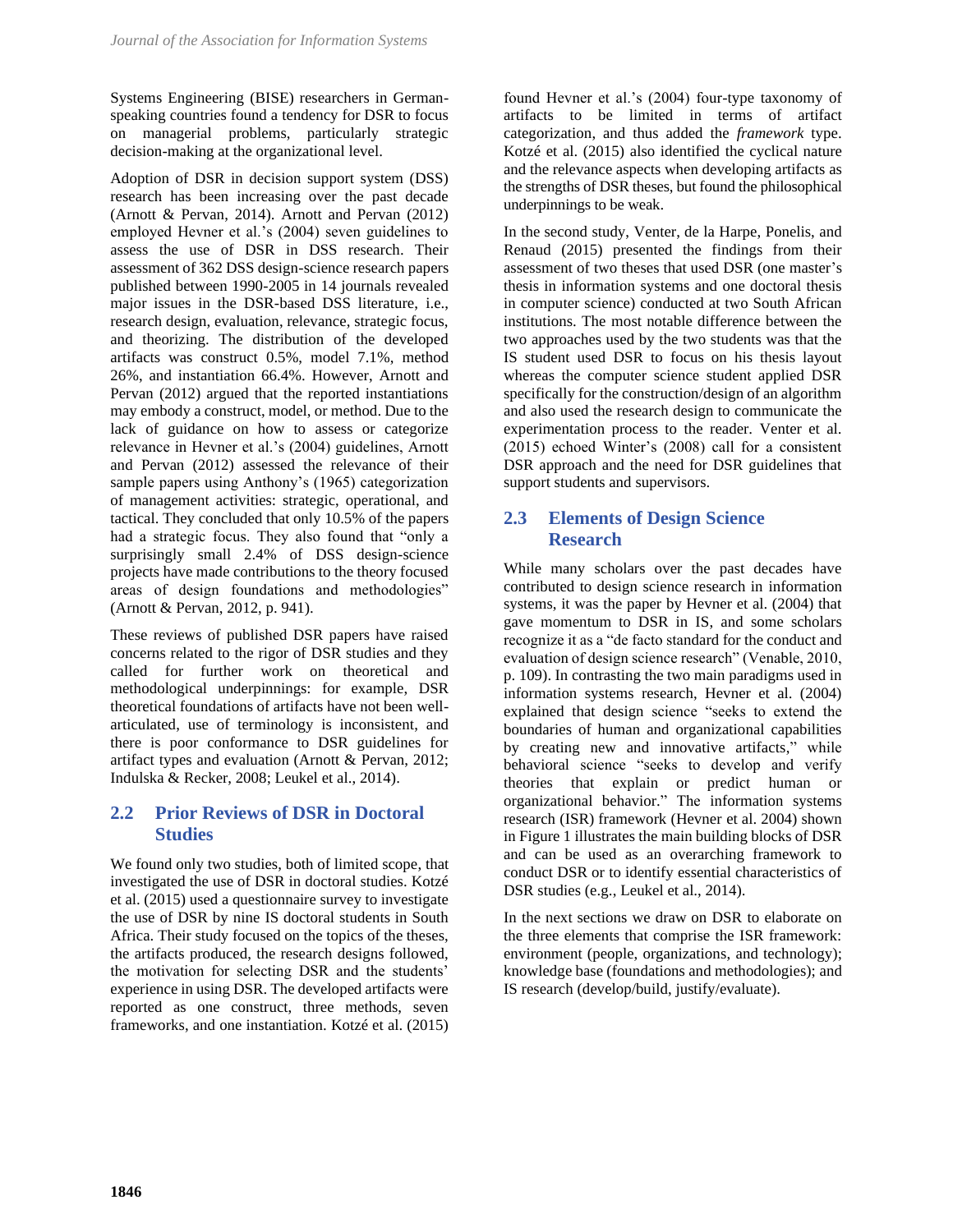Systems Engineering (BISE) researchers in German-speaking countries found a tendency for DSR to focus on managerial problems, particularly strategic decision-making at the organizational level.

Adoption of DSR in decision support system (DSS) research has been increasing over the past decade (Arnott & Pervan, 2014). Arnott and Pervan (2012) employed Hevner et al.'s (2004) seven guidelines to assess the use of DSR in DSS research. Their assessment of 362 DSS design-science research papers published between 1990-2005 in 14 journals revealed major issues in the DSR-based DSS literature, i.e., research design, evaluation, relevance, strategic focus, and theorizing. The distribution of the developed artifacts was construct 0.5%, model 7.1%, method 26%, and instantiation 66.4%. However, Arnott and Pervan (2012) argued that the reported instantiations may embody a construct, model, or method. Due to the lack of guidance on how to assess or categorize relevance in Hevner et al.'s (2004) guidelines, Arnott and Pervan (2012) assessed the relevance of their sample papers using Anthony's (1965) categorization of management activities: strategic, operational, and tactical. They concluded that only 10.5% of the papers had a strategic focus. They also found that "only a surprisingly small 2.4% of DSS design-science projects have made contributions to the theory focused areas of design foundations and methodologies" (Arnott & Pervan, 2012, p. 941).

These reviews of published DSR papers have raised concerns related to the rigor of DSR studies and they called for further work on theoretical and methodological underpinnings: for example, DSR theoretical foundations of artifacts have not been well-articulated, use of terminology is inconsistent, and there is poor conformance to DSR guidelines for artifact types and evaluation (Arnott & Pervan, 2012; Indulska & Recker, 2008; Leukel et al., 2014).

## 2.2 Prior Reviews of DSR in Doctoral Studies

We found only two studies, both of limited scope, that investigated the use of DSR in doctoral studies. Kotzé et al. (2015) used a questionnaire survey to investigate the use of DSR by nine IS doctoral students in South Africa. Their study focused on the topics of the theses, the artifacts produced, the research designs followed, the motivation for selecting DSR and the students' experience in using DSR. The developed artifacts were reported as one construct, three methods, seven frameworks, and one instantiation. Kotzé et al. (2015) found Hevner et al.'s (2004) four-type taxonomy of artifacts to be limited in terms of artifact categorization, and thus added the *framework* type. Kotzé et al. (2015) also identified the cyclical nature and the relevance aspects when developing artifacts as the strengths of DSR theses, but found the philosophical underpinnings to be weak.

In the second study, Venter, de la Harpe, Ponelis, and Renaud (2015) presented the findings from their assessment of two theses that used DSR (one master's thesis in information systems and one doctoral thesis in computer science) conducted at two South African institutions. The most notable difference between the two approaches used by the two students was that the IS student used DSR to focus on his thesis layout whereas the computer science student applied DSR specifically for the construction/design of an algorithm and also used the research design to communicate the experimentation process to the reader. Venter et al. (2015) echoed Winter's (2008) call for a consistent DSR approach and the need for DSR guidelines that support students and supervisors.

## 2.3 Elements of Design Science Research

While many scholars over the past decades have contributed to design science research in information systems, it was the paper by Hevner et al. (2004) that gave momentum to DSR in IS, and some scholars recognize it as a "de facto standard for the conduct and evaluation of design science research" (Venable, 2010, p. 109). In contrasting the two main paradigms used in information systems research, Hevner et al. (2004) explained that design science "seeks to extend the boundaries of human and organizational capabilities by creating new and innovative artifacts," while behavioral science "seeks to develop and verify theories that explain or predict human or organizational behavior." The information systems research (ISR) framework (Hevner et al. 2004) shown in Figure 1 illustrates the main building blocks of DSR and can be used as an overarching framework to conduct DSR or to identify essential characteristics of DSR studies (e.g., Leukel et al., 2014).

In the next sections we draw on DSR to elaborate on the three elements that comprise the ISR framework: environment (people, organizations, and technology); knowledge base (foundations and methodologies); and IS research (develop/build, justify/evaluate).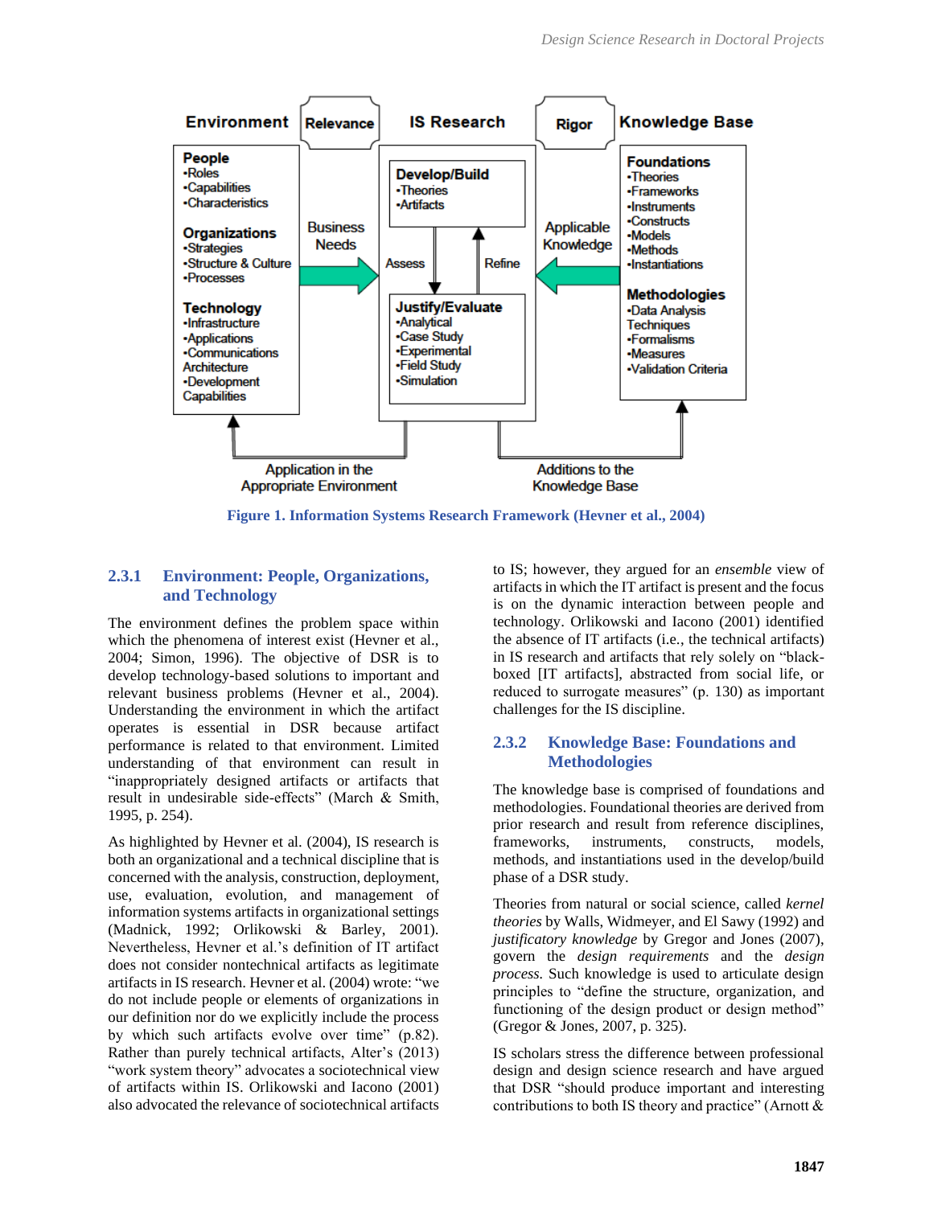Figure 1. Information Systems Research Framework (Hevner et al., 2004)

### 2.3.1 Environment: People, Organizations, and Technology

The environment defines the problem space within which the phenomena of interest exist (Hevner et al., 2004; Simon, 1996). The objective of DSR is to develop technology-based solutions to important and relevant business problems (Hevner et al., 2004). Understanding the environment in which the artifact operates is essential in DSR because artifact performance is related to that environment. Limited understanding of that environment can result in "inappropriately designed artifacts or artifacts that result in undesirable side-effects" (March & Smith, 1995, p. 254).

As highlighted by Hevner et al. (2004), IS research is both an organizational and a technical discipline that is concerned with the analysis, construction, deployment, use, evaluation, evolution, and management of information systems artifacts in organizational settings (Madnick, 1992; Orlikowski & Barley, 2001). Nevertheless, Hevner et al.'s definition of IT artifact does not consider nontechnical artifacts as legitimate artifacts in IS research. Hevner et al. (2004) wrote: "we do not include people or elements of organizations in our definition nor do we explicitly include the process by which such artifacts evolve over time" (p.82). Rather than purely technical artifacts, Alter's (2013) "work system theory" advocates a sociotechnical view of artifacts within IS. Orlikowski and Iacono (2001) also advocated the relevance of sociotechnical artifacts to IS; however, they argued for an *ensemble* view of artifacts in which the IT artifact is present and the focus is on the dynamic interaction between people and technology. Orlikowski and Iacono (2001) identified the absence of IT artifacts (i.e., the technical artifacts) in IS research and artifacts that rely solely on "black-boxed [IT artifacts], abstracted from social life, or reduced to surrogate measures" (p. 130) as important challenges for the IS discipline.

### 2.3.2 Knowledge Base: Foundations and Methodologies

The knowledge base is comprised of foundations and methodologies. Foundational theories are derived from prior research and result from reference disciplines, frameworks, instruments, constructs, models, methods, and instantiations used in the develop/build phase of a DSR study.

Theories from natural or social science, called *kernel theories* by Walls, Widmeyer, and El Sawy (1992) and *justificatory knowledge* by Gregor and Jones (2007), govern the *design requirements* and the *design process.* Such knowledge is used to articulate design principles to "define the structure, organization, and functioning of the design product or design method" (Gregor & Jones, 2007, p. 325).

IS scholars stress the difference between professional design and design science research and have argued that DSR "should produce important and interesting contributions to both IS theory and practice" (Arnott &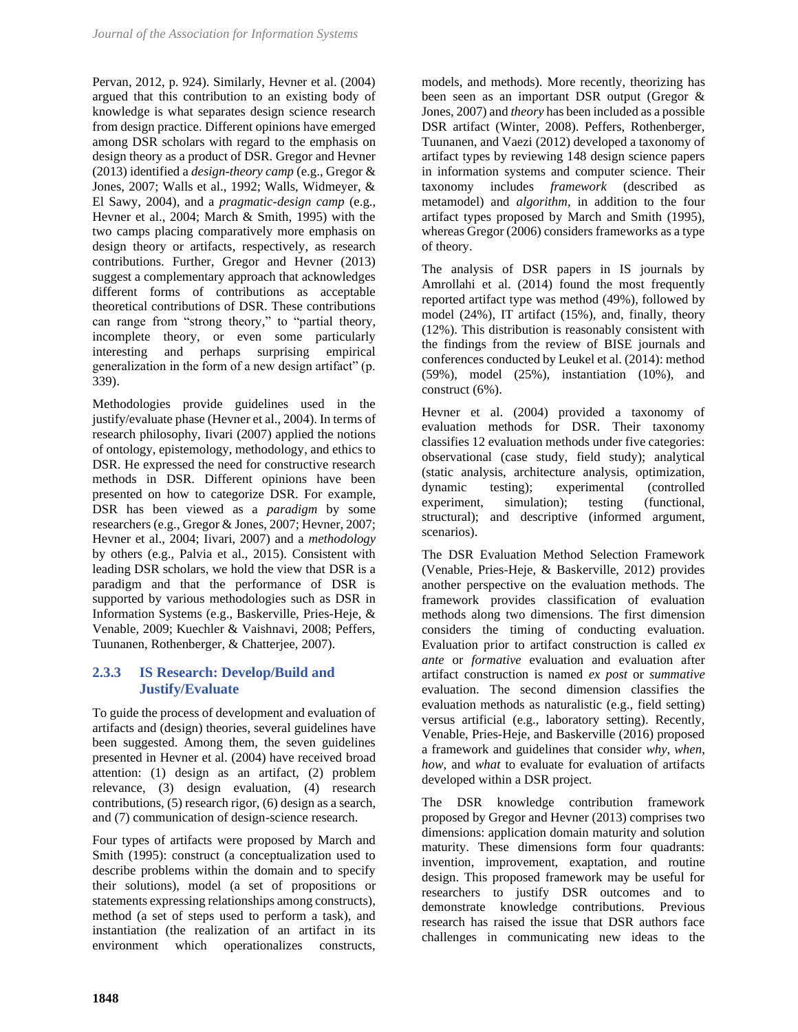Pervan, 2012, p. 924). Similarly, Hevner et al. (2004) argued that this contribution to an existing body of knowledge is what separates design science research from design practice. Different opinions have emerged among DSR scholars with regard to the emphasis on design theory as a product of DSR. Gregor and Hevner (2013) identified a *design-theory camp* (e.g., Gregor & Jones, 2007; Walls et al., 1992; Walls, Widmeyer, & El Sawy, 2004), and a *pragmatic-design camp* (e.g., Hevner et al., 2004; March & Smith, 1995) with the two camps placing comparatively more emphasis on design theory or artifacts, respectively, as research contributions. Further, Gregor and Hevner (2013) suggest a complementary approach that acknowledges different forms of contributions as acceptable theoretical contributions of DSR. These contributions can range from "strong theory," to "partial theory, incomplete theory, or even some particularly interesting and perhaps surprising empirical generalization in the form of a new design artifact" (p. 339).

Methodologies provide guidelines used in the justify/evaluate phase (Hevner et al., 2004). In terms of research philosophy, Iivari (2007) applied the notions of ontology, epistemology, methodology, and ethics to DSR. He expressed the need for constructive research methods in DSR. Different opinions have been presented on how to categorize DSR. For example, DSR has been viewed as a *paradigm* by some researchers (e.g., Gregor & Jones, 2007; Hevner, 2007; Hevner et al., 2004; Iivari, 2007) and a *methodology* by others (e.g., Palvia et al., 2015). Consistent with leading DSR scholars, we hold the view that DSR is a paradigm and that the performance of DSR is supported by various methodologies such as DSR in Information Systems (e.g., Baskerville, Pries-Heje, & Venable, 2009; Kuechler & Vaishnavi, 2008; Peffers, Tuunanen, Rothenberger, & Chatterjee, 2007).

### 2.3.3 IS Research: Develop/Build and Justify/Evaluate

To guide the process of development and evaluation of artifacts and (design) theories, several guidelines have been suggested. Among them, the seven guidelines presented in Hevner et al. (2004) have received broad attention: (1) design as an artifact, (2) problem relevance, (3) design evaluation, (4) research contributions, (5) research rigor, (6) design as a search, and (7) communication of design-science research.

Four types of artifacts were proposed by March and Smith (1995): construct (a conceptualization used to describe problems within the domain and to specify their solutions), model (a set of propositions or statements expressing relationships among constructs), method (a set of steps used to perform a task), and instantiation (the realization of an artifact in its environment which operationalizes constructs, models, and methods). More recently, theorizing has been seen as an important DSR output (Gregor & Jones, 2007) and *theory* has been included as a possible DSR artifact (Winter, 2008). Peffers, Rothenberger, Tuunanen, and Vaezi (2012) developed a taxonomy of artifact types by reviewing 148 design science papers in information systems and computer science. Their taxonomy includes *framework* (described as metamodel) and *algorithm*, in addition to the four artifact types proposed by March and Smith (1995), whereas Gregor (2006) considers frameworks as a type of theory.

The analysis of DSR papers in IS journals by Amrollahi et al. (2014) found the most frequently reported artifact type was method (49%), followed by model (24%), IT artifact (15%), and, finally, theory (12%). This distribution is reasonably consistent with the findings from the review of BISE journals and conferences conducted by Leukel et al. (2014): method (59%), model (25%), instantiation (10%), and construct (6%).

Hevner et al. (2004) provided a taxonomy of evaluation methods for DSR. Their taxonomy classifies 12 evaluation methods under five categories: observational (case study, field study); analytical (static analysis, architecture analysis, optimization, dynamic testing); experimental (controlled experiment, simulation); testing (functional, structural); and descriptive (informed argument, scenarios).

The DSR Evaluation Method Selection Framework (Venable, Pries-Heje, & Baskerville, 2012) provides another perspective on the evaluation methods. The framework provides classification of evaluation methods along two dimensions. The first dimension considers the timing of conducting evaluation. Evaluation prior to artifact construction is called *ex ante* or *formative* evaluation and evaluation after artifact construction is named *ex post* or *summative* evaluation. The second dimension classifies the evaluation methods as naturalistic (e.g., field setting) versus artificial (e.g., laboratory setting). Recently, Venable, Pries-Heje, and Baskerville (2016) proposed a framework and guidelines that consider *why*, *when*, *how*, and *what* to evaluate for evaluation of artifacts developed within a DSR project.

The DSR knowledge contribution framework proposed by Gregor and Hevner (2013) comprises two dimensions: application domain maturity and solution maturity. These dimensions form four quadrants: invention, improvement, exaptation, and routine design. This proposed framework may be useful for researchers to justify DSR outcomes and to demonstrate knowledge contributions. Previous research has raised the issue that DSR authors face challenges in communicating new ideas to the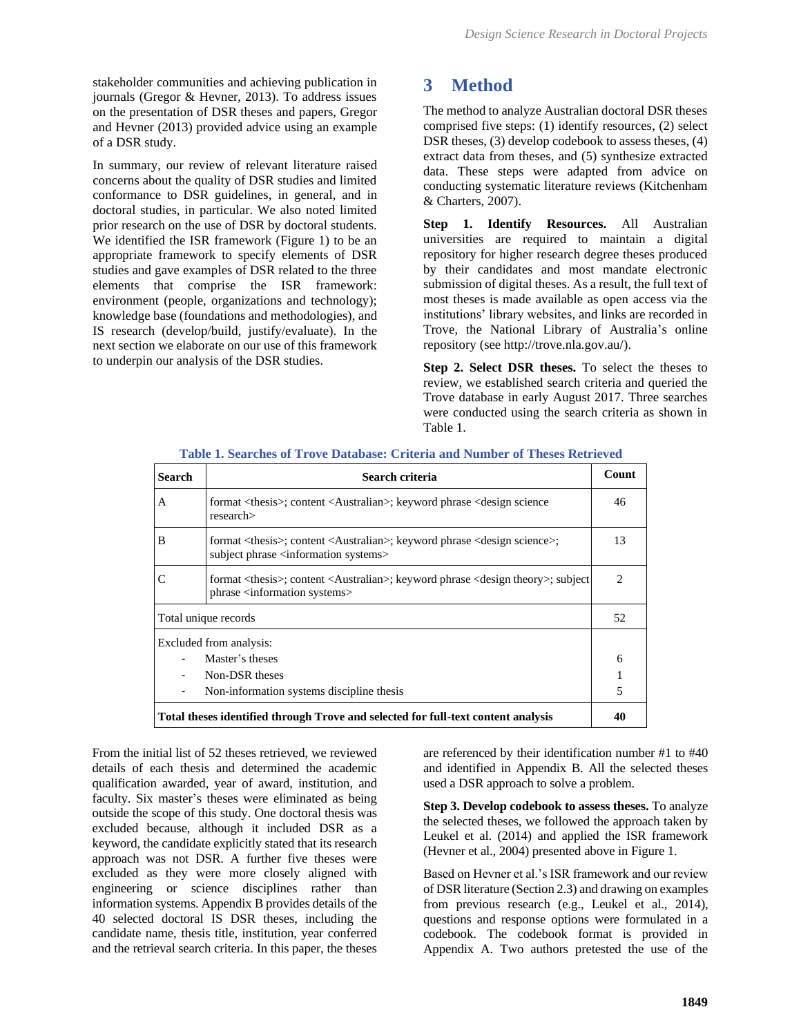stakeholder communities and achieving publication in journals (Gregor & Hevner, 2013). To address issues on the presentation of DSR theses and papers, Gregor and Hevner (2013) provided advice using an example of a DSR study.

In summary, our review of relevant literature raised concerns about the quality of DSR studies and limited conformance to DSR guidelines, in general, and in doctoral studies, in particular. We also noted limited prior research on the use of DSR by doctoral students. We identified the ISR framework (Figure 1) to be an appropriate framework to specify elements of DSR studies and gave examples of DSR related to the three elements that comprise the ISR framework: environment (people, organizations and technology); knowledge base (foundations and methodologies), and IS research (develop/build, justify/evaluate). In the next section we elaborate on our use of this framework to underpin our analysis of the DSR studies.

# 3 Method

The method to analyze Australian doctoral DSR theses comprised five steps: (1) identify resources, (2) select DSR theses, (3) develop codebook to assess theses, (4) extract data from theses, and (5) synthesize extracted data. These steps were adapted from advice on conducting systematic literature reviews (Kitchenham & Charters, 2007).

**Step 1. Identify Resources.** All Australian universities are required to maintain a digital repository for higher research degree theses produced by their candidates and most mandate electronic submission of digital theses. As a result, the full text of most theses is made available as open access via the institutions' library websites, and links are recorded in Trove, the National Library of Australia's online repository (see http://trove.nla.gov.au/).

**Step 2. Select DSR theses.** To select the theses to review, we established search criteria and queried the Trove database in early August 2017. Three searches were conducted using the search criteria as shown in Table 1.

**Table 1. Searches of Trove Database: Criteria and Number of Theses Retrieved**

| Search | Search criteria | Count |
|---|---|---|
| A | format <thesis>; content <Australian>; keyword phrase <design science research> | 46 |
| B | format <thesis>; content <Australian>; keyword phrase <design science>; subject phrase <information systems> | 13 |
| C | format <thesis>; content <Australian>; keyword phrase <design theory>; subject phrase <information systems> | 2 |
| Total unique records | | 52 |
| Excluded from analysis: | | |
| - Master's theses | | 6 |
| - Non-DSR theses | | 1 |
| - Non-information systems discipline thesis | | 5 |
| **Total theses identified through Trove and selected for full-text content analysis** | | **40** |

From the initial list of 52 theses retrieved, we reviewed details of each thesis and determined the academic qualification awarded, year of award, institution, and faculty. Six master's theses were eliminated as being outside the scope of this study. One doctoral thesis was excluded because, although it included DSR as a keyword, the candidate explicitly stated that its research approach was not DSR. A further five theses were excluded as they were more closely aligned with engineering or science disciplines rather than information systems. Appendix B provides details of the 40 selected doctoral IS DSR theses, including the candidate name, thesis title, institution, year conferred and the retrieval search criteria. In this paper, the theses are referenced by their identification number #1 to #40 and identified in Appendix B. All the selected theses used a DSR approach to solve a problem.

**Step 3. Develop codebook to assess theses.** To analyze the selected theses, we followed the approach taken by Leukel et al. (2014) and applied the ISR framework (Hevner et al., 2004) presented above in Figure 1.

Based on Hevner et al.'s ISR framework and our review of DSR literature (Section 2.3) and drawing on examples from previous research (e.g., Leukel et al., 2014), questions and response options were formulated in a codebook. The codebook format is provided in Appendix A. Two authors pretested the use of the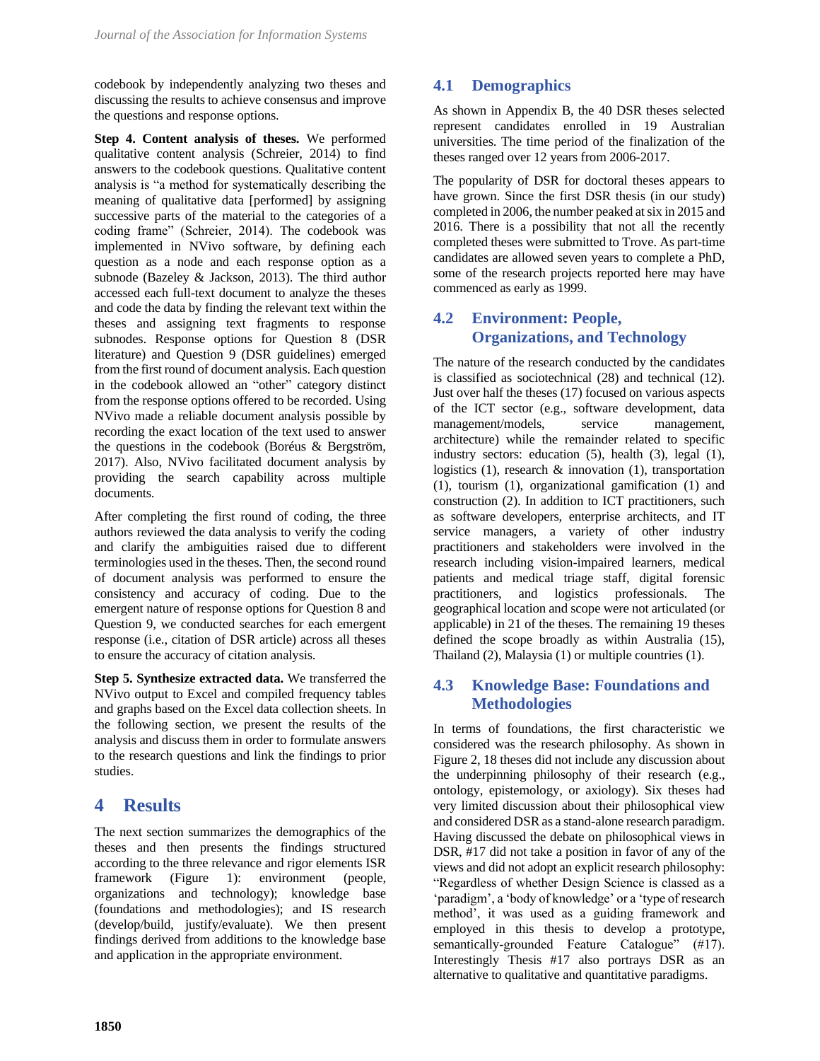codebook by independently analyzing two theses and discussing the results to achieve consensus and improve the questions and response options.

**Step 4. Content analysis of theses.** We performed qualitative content analysis (Schreier, 2014) to find answers to the codebook questions. Qualitative content analysis is "a method for systematically describing the meaning of qualitative data [performed] by assigning successive parts of the material to the categories of a coding frame" (Schreier, 2014). The codebook was implemented in NVivo software, by defining each question as a node and each response option as a subnode (Bazeley & Jackson, 2013). The third author accessed each full-text document to analyze the theses and code the data by finding the relevant text within the theses and assigning text fragments to response subnodes. Response options for Question 8 (DSR literature) and Question 9 (DSR guidelines) emerged from the first round of document analysis. Each question in the codebook allowed an "other" category distinct from the response options offered to be recorded. Using NVivo made a reliable document analysis possible by recording the exact location of the text used to answer the questions in the codebook (Boréus & Bergström, 2017). Also, NVivo facilitated document analysis by providing the search capability across multiple documents.

After completing the first round of coding, the three authors reviewed the data analysis to verify the coding and clarify the ambiguities raised due to different terminologies used in the theses. Then, the second round of document analysis was performed to ensure the consistency and accuracy of coding. Due to the emergent nature of response options for Question 8 and Question 9, we conducted searches for each emergent response (i.e., citation of DSR article) across all theses to ensure the accuracy of citation analysis.

**Step 5. Synthesize extracted data.** We transferred the NVivo output to Excel and compiled frequency tables and graphs based on the Excel data collection sheets. In the following section, we present the results of the analysis and discuss them in order to formulate answers to the research questions and link the findings to prior studies.

# 4 Results

The next section summarizes the demographics of the theses and then presents the findings structured according to the three relevance and rigor elements ISR framework (Figure 1): environment (people, organizations and technology); knowledge base (foundations and methodologies); and IS research (develop/build, justify/evaluate). We then present findings derived from additions to the knowledge base and application in the appropriate environment.

## 4.1 Demographics

As shown in Appendix B, the 40 DSR theses selected represent candidates enrolled in 19 Australian universities. The time period of the finalization of the theses ranged over 12 years from 2006-2017.

The popularity of DSR for doctoral theses appears to have grown. Since the first DSR thesis (in our study) completed in 2006, the number peaked at six in 2015 and 2016. There is a possibility that not all the recently completed theses were submitted to Trove. As part-time candidates are allowed seven years to complete a PhD, some of the research projects reported here may have commenced as early as 1999.

## 4.2 Environment: People, Organizations, and Technology

The nature of the research conducted by the candidates is classified as sociotechnical (28) and technical (12). Just over half the theses (17) focused on various aspects of the ICT sector (e.g., software development, data management/models, service management, architecture) while the remainder related to specific industry sectors: education (5), health (3), legal (1), logistics (1), research & innovation (1), transportation (1), tourism (1), organizational gamification (1) and construction (2). In addition to ICT practitioners, such as software developers, enterprise architects, and IT service managers, a variety of other industry practitioners and stakeholders were involved in the research including vision-impaired learners, medical patients and medical triage staff, digital forensic practitioners, and logistics professionals. The geographical location and scope were not articulated (or applicable) in 21 of the theses. The remaining 19 theses defined the scope broadly as within Australia (15), Thailand (2), Malaysia (1) or multiple countries (1).

## 4.3 Knowledge Base: Foundations and Methodologies

In terms of foundations, the first characteristic we considered was the research philosophy. As shown in Figure 2, 18 theses did not include any discussion about the underpinning philosophy of their research (e.g., ontology, epistemology, or axiology). Six theses had very limited discussion about their philosophical view and considered DSR as a stand-alone research paradigm. Having discussed the debate on philosophical views in DSR, #17 did not take a position in favor of any of the views and did not adopt an explicit research philosophy: "Regardless of whether Design Science is classed as a 'paradigm', a 'body of knowledge' or a 'type of research method', it was used as a guiding framework and employed in this thesis to develop a prototype, semantically-grounded Feature Catalogue" (#17). Interestingly Thesis #17 also portrays DSR as an alternative to qualitative and quantitative paradigms.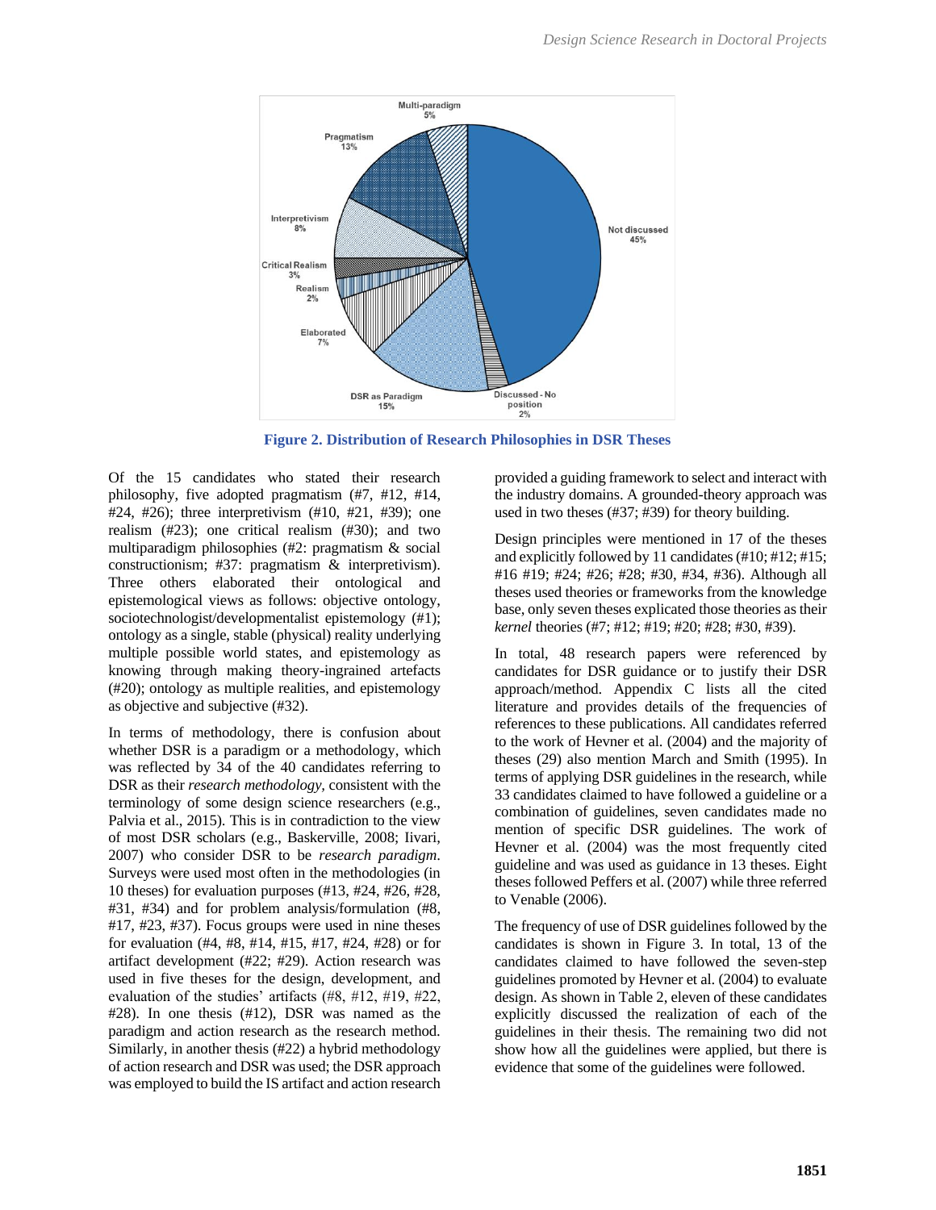Figure 2. Distribution of Research Philosophies in DSR Theses

Of the 15 candidates who stated their research philosophy, five adopted pragmatism (#7, #12, #14, #24, #26); three interpretivism (#10, #21, #39); one realism (#23); one critical realism (#30); and two multiparadigm philosophies (#2: pragmatism & social constructionism; #37: pragmatism & interpretivism). Three others elaborated their ontological and epistemological views as follows: objective ontology, sociotechnologist/developmentalist epistemology (#1); ontology as a single, stable (physical) reality underlying multiple possible world states, and epistemology as knowing through making theory-ingrained artefacts (#20); ontology as multiple realities, and epistemology as objective and subjective (#32).

In terms of methodology, there is confusion about whether DSR is a paradigm or a methodology, which was reflected by 34 of the 40 candidates referring to DSR as their *research methodology*, consistent with the terminology of some design science researchers (e.g., Palvia et al., 2015). This is in contradiction to the view of most DSR scholars (e.g., Baskerville, 2008; Iivari, 2007) who consider DSR to be *research paradigm*. Surveys were used most often in the methodologies (in 10 theses) for evaluation purposes (#13, #24, #26, #28, #31, #34) and for problem analysis/formulation (#8, #17, #23, #37). Focus groups were used in nine theses for evaluation (#4, #8, #14, #15, #17, #24, #28) or for artifact development (#22; #29). Action research was used in five theses for the design, development, and evaluation of the studies' artifacts (#8, #12, #19, #22, #28). In one thesis (#12), DSR was named as the paradigm and action research as the research method. Similarly, in another thesis (#22) a hybrid methodology of action research and DSR was used; the DSR approach was employed to build the IS artifact and action research provided a guiding framework to select and interact with the industry domains. A grounded-theory approach was used in two theses (#37; #39) for theory building.

Design principles were mentioned in 17 of the theses and explicitly followed by 11 candidates (#10; #12; #15; #16 #19; #24; #26; #28; #30, #34, #36). Although all theses used theories or frameworks from the knowledge base, only seven theses explicated those theories as their *kernel* theories (#7; #12; #19; #20; #28; #30, #39).

In total, 48 research papers were referenced by candidates for DSR guidance or to justify their DSR approach/method. Appendix C lists all the cited literature and provides details of the frequencies of references to these publications. All candidates referred to the work of Hevner et al. (2004) and the majority of theses (29) also mention March and Smith (1995). In terms of applying DSR guidelines in the research, while 33 candidates claimed to have followed a guideline or a combination of guidelines, seven candidates made no mention of specific DSR guidelines. The work of Hevner et al. (2004) was the most frequently cited guideline and was used as guidance in 13 theses. Eight theses followed Peffers et al. (2007) while three referred to Venable (2006).

The frequency of use of DSR guidelines followed by the candidates is shown in Figure 3. In total, 13 of the candidates claimed to have followed the seven-step guidelines promoted by Hevner et al. (2004) to evaluate design. As shown in Table 2, eleven of these candidates explicitly discussed the realization of each of the guidelines in their thesis. The remaining two did not show how all the guidelines were applied, but there is evidence that some of the guidelines were followed.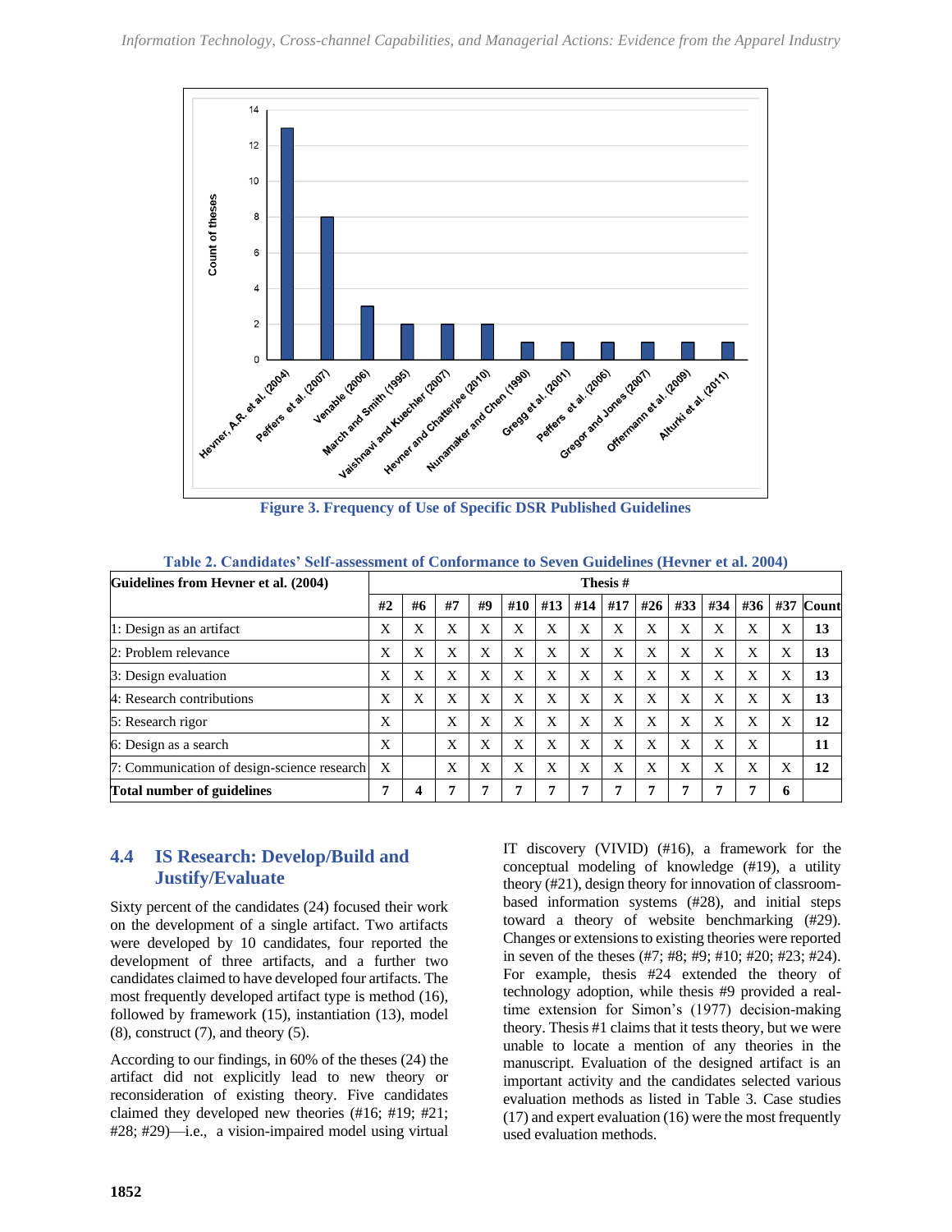Figure 3. Frequency of Use of Specific DSR Published Guidelines

Table 2. Candidates' Self-assessment of Conformance to Seven Guidelines (Hevner et al. 2004)

| Guidelines from Hevner et al. (2004) | Thesis # | | | | | | | | | | | | | |
|---|---|---|---|---|---|---|---|---|---|---|---|---|---|---|
| | #2 | #6 | #7 | #9 | #10 | #13 | #14 | #17 | #26 | #33 | #34 | #36 | #37 | Count |
| 1: Design as an artifact | X | X | X | X | X | X | X | X | X | X | X | X | X | 13 |
| 2: Problem relevance | X | X | X | X | X | X | X | X | X | X | X | X | X | 13 |
| 3: Design evaluation | X | X | X | X | X | X | X | X | X | X | X | X | X | 13 |
| 4: Research contributions | X | X | X | X | X | X | X | X | X | X | X | X | X | 13 |
| 5: Research rigor | X | | X | X | X | X | X | X | X | X | X | X | X | 12 |
| 6: Design as a search | X | | X | X | X | X | X | X | X | X | X | X | | 11 |
| 7: Communication of design-science research | X | | X | X | X | X | X | X | X | X | X | X | X | 12 |
| **Total number of guidelines** | **7** | **4** | **7** | **7** | **7** | **7** | **7** | **7** | **7** | **7** | **7** | **7** | **6** | |

## 4.4 IS Research: Develop/Build and Justify/Evaluate

Sixty percent of the candidates (24) focused their work on the development of a single artifact. Two artifacts were developed by 10 candidates, four reported the development of three artifacts, and a further two candidates claimed to have developed four artifacts. The most frequently developed artifact type is method (16), followed by framework (15), instantiation (13), model (8), construct (7), and theory (5).

According to our findings, in 60% of the theses (24) the artifact did not explicitly lead to new theory or reconsideration of existing theory. Five candidates claimed they developed new theories (#16; #19; #21; #28; #29)—i.e., a vision-impaired model using virtual IT discovery (VIVID) (#16), a framework for the conceptual modeling of knowledge (#19), a utility theory (#21), design theory for innovation of classroom-based information systems (#28), and initial steps toward a theory of website benchmarking (#29). Changes or extensions to existing theories were reported in seven of the theses (#7; #8; #9; #10; #20; #23; #24). For example, thesis #24 extended the theory of technology adoption, while thesis #9 provided a real-time extension for Simon's (1977) decision-making theory. Thesis #1 claims that it tests theory, but we were unable to locate a mention of any theories in the manuscript. Evaluation of the designed artifact is an important activity and the candidates selected various evaluation methods as listed in Table 3. Case studies (17) and expert evaluation (16) were the most frequently used evaluation methods.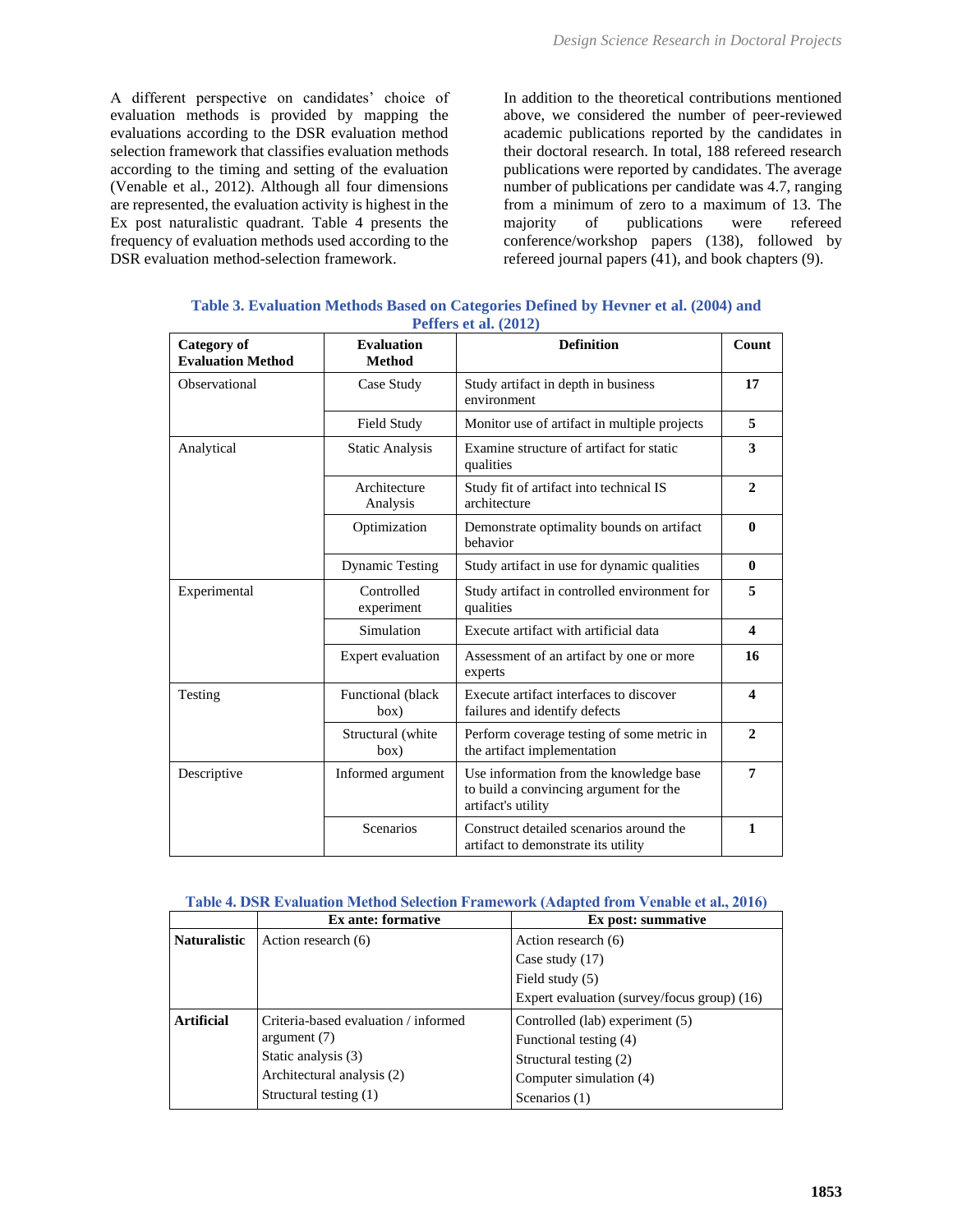A different perspective on candidates' choice of evaluation methods is provided by mapping the evaluations according to the DSR evaluation method selection framework that classifies evaluation methods according to the timing and setting of the evaluation (Venable et al., 2012). Although all four dimensions are represented, the evaluation activity is highest in the Ex post naturalistic quadrant. Table 4 presents the frequency of evaluation methods used according to the DSR evaluation method-selection framework.

In addition to the theoretical contributions mentioned above, we considered the number of peer-reviewed academic publications reported by the candidates in their doctoral research. In total, 188 refereed research publications were reported by candidates. The average number of publications per candidate was 4.7, ranging from a minimum of zero to a maximum of 13. The majority of publications were refereed conference/workshop papers (138), followed by refereed journal papers (41), and book chapters (9).

**Table 3. Evaluation Methods Based on Categories Defined by Hevner et al. (2004) and Peffers et al. (2012)**

| Category of Evaluation Method | Evaluation Method | Definition | Count |
|---|---|---|---|
| Observational | Case Study | Study artifact in depth in business environment | **17** |
| | Field Study | Monitor use of artifact in multiple projects | **5** |
| Analytical | Static Analysis | Examine structure of artifact for static qualities | **3** |
| | Architecture Analysis | Study fit of artifact into technical IS architecture | **2** |
| | Optimization | Demonstrate optimality bounds on artifact behavior | **0** |
| | Dynamic Testing | Study artifact in use for dynamic qualities | **0** |
| Experimental | Controlled experiment | Study artifact in controlled environment for qualities | **5** |
| | Simulation | Execute artifact with artificial data | **4** |
| | Expert evaluation | Assessment of an artifact by one or more experts | **16** |
| Testing | Functional (black box) | Execute artifact interfaces to discover failures and identify defects | **4** |
| | Structural (white box) | Perform coverage testing of some metric in the artifact implementation | **2** |
| Descriptive | Informed argument | Use information from the knowledge base to build a convincing argument for the artifact's utility | **7** |
| | Scenarios | Construct detailed scenarios around the artifact to demonstrate its utility | **1** |

**Table 4. DSR Evaluation Method Selection Framework (Adapted from Venable et al., 2016)**

| | Ex ante: formative | Ex post: summative |
|---|---|---|
| **Naturalistic** | Action research (6) | Action research (6)<br>Case study (17)<br>Field study (5)<br>Expert evaluation (survey/focus group) (16) |
| **Artificial** | Criteria-based evaluation / informed argument (7)<br>Static analysis (3)<br>Architectural analysis (2)<br>Structural testing (1) | Controlled (lab) experiment (5)<br>Functional testing (4)<br>Structural testing (2)<br>Computer simulation (4)<br>Scenarios (1) |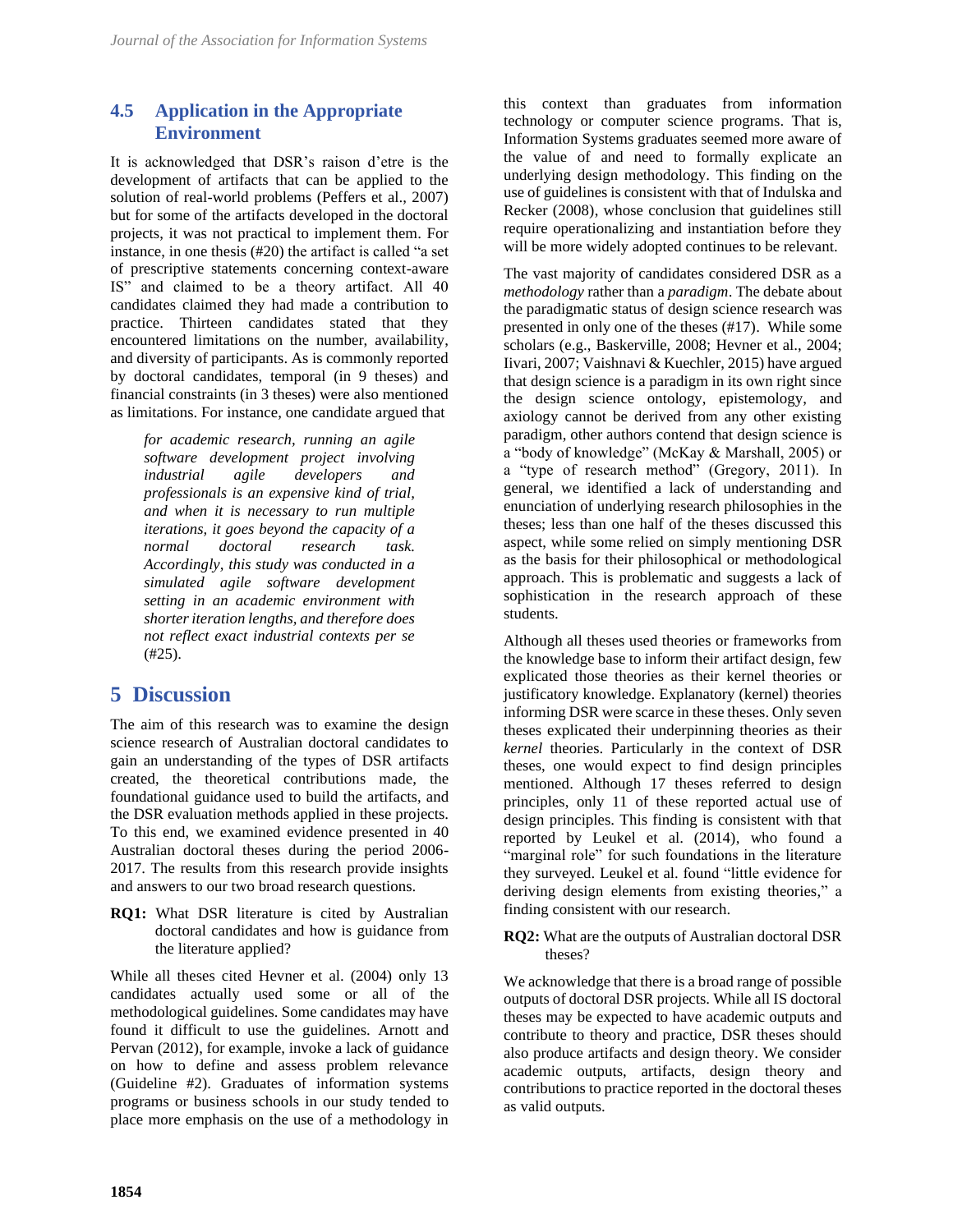## 4.5 Application in the Appropriate Environment

It is acknowledged that DSR's raison d'etre is the development of artifacts that can be applied to the solution of real-world problems (Peffers et al., 2007) but for some of the artifacts developed in the doctoral projects, it was not practical to implement them. For instance, in one thesis (#20) the artifact is called "a set of prescriptive statements concerning context-aware IS" and claimed to be a theory artifact. All 40 candidates claimed they had made a contribution to practice. Thirteen candidates stated that they encountered limitations on the number, availability, and diversity of participants. As is commonly reported by doctoral candidates, temporal (in 9 theses) and financial constraints (in 3 theses) were also mentioned as limitations. For instance, one candidate argued that

> *for academic research, running an agile software development project involving industrial agile developers and professionals is an expensive kind of trial, and when it is necessary to run multiple iterations, it goes beyond the capacity of a normal doctoral research task. Accordingly, this study was conducted in a simulated agile software development setting in an academic environment with shorter iteration lengths, and therefore does not reflect exact industrial contexts per se* (#25).

# 5 Discussion

The aim of this research was to examine the design science research of Australian doctoral candidates to gain an understanding of the types of DSR artifacts created, the theoretical contributions made, the foundational guidance used to build the artifacts, and the DSR evaluation methods applied in these projects. To this end, we examined evidence presented in 40 Australian doctoral theses during the period 2006-2017. The results from this research provide insights and answers to our two broad research questions.

**RQ1:** What DSR literature is cited by Australian doctoral candidates and how is guidance from the literature applied?

While all theses cited Hevner et al. (2004) only 13 candidates actually used some or all of the methodological guidelines. Some candidates may have found it difficult to use the guidelines. Arnott and Pervan (2012), for example, invoke a lack of guidance on how to define and assess problem relevance (Guideline #2). Graduates of information systems programs or business schools in our study tended to place more emphasis on the use of a methodology in this context than graduates from information technology or computer science programs. That is, Information Systems graduates seemed more aware of the value of and need to formally explicate an underlying design methodology. This finding on the use of guidelines is consistent with that of Indulska and Recker (2008), whose conclusion that guidelines still require operationalizing and instantiation before they will be more widely adopted continues to be relevant.

The vast majority of candidates considered DSR as a *methodology* rather than a *paradigm*. The debate about the paradigmatic status of design science research was presented in only one of the theses (#17). While some scholars (e.g., Baskerville, 2008; Hevner et al., 2004; Iivari, 2007; Vaishnavi & Kuechler, 2015) have argued that design science is a paradigm in its own right since the design science ontology, epistemology, and axiology cannot be derived from any other existing paradigm, other authors contend that design science is a "body of knowledge" (McKay & Marshall, 2005) or a "type of research method" (Gregory, 2011). In general, we identified a lack of understanding and enunciation of underlying research philosophies in the theses; less than one half of the theses discussed this aspect, while some relied on simply mentioning DSR as the basis for their philosophical or methodological approach. This is problematic and suggests a lack of sophistication in the research approach of these students.

Although all theses used theories or frameworks from the knowledge base to inform their artifact design, few explicated those theories as their kernel theories or justificatory knowledge. Explanatory (kernel) theories informing DSR were scarce in these theses. Only seven theses explicated their underpinning theories as their *kernel* theories. Particularly in the context of DSR theses, one would expect to find design principles mentioned. Although 17 theses referred to design principles, only 11 of these reported actual use of design principles. This finding is consistent with that reported by Leukel et al. (2014), who found a "marginal role" for such foundations in the literature they surveyed. Leukel et al. found "little evidence for deriving design elements from existing theories," a finding consistent with our research.

**RQ2:** What are the outputs of Australian doctoral DSR theses?

We acknowledge that there is a broad range of possible outputs of doctoral DSR projects. While all IS doctoral theses may be expected to have academic outputs and contribute to theory and practice, DSR theses should also produce artifacts and design theory. We consider academic outputs, artifacts, design theory and contributions to practice reported in the doctoral theses as valid outputs.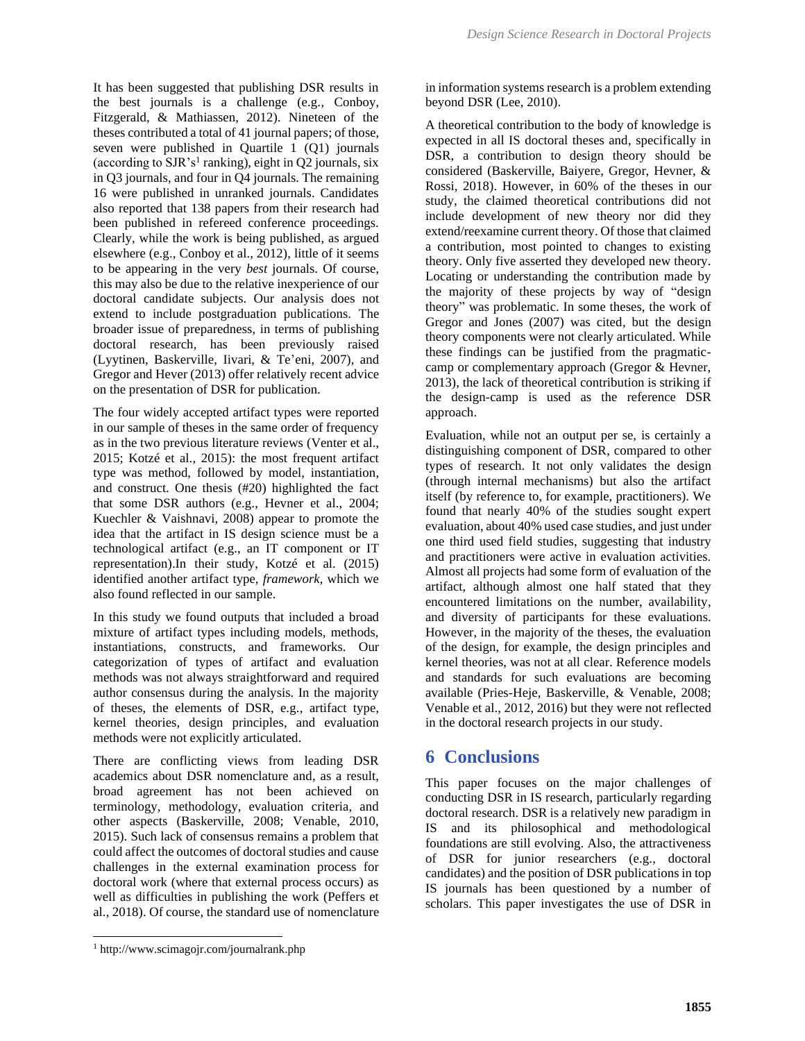It has been suggested that publishing DSR results in the best journals is a challenge (e.g., Conboy, Fitzgerald, & Mathiassen, 2012). Nineteen of the theses contributed a total of 41 journal papers; of those, seven were published in Quartile 1 (Q1) journals (according to SJR's[1] ranking), eight in Q2 journals, six in Q3 journals, and four in Q4 journals. The remaining 16 were published in unranked journals. Candidates also reported that 138 papers from their research had been published in refereed conference proceedings. Clearly, while the work is being published, as argued elsewhere (e.g., Conboy et al., 2012), little of it seems to be appearing in the very *best* journals. Of course, this may also be due to the relative inexperience of our doctoral candidate subjects. Our analysis does not extend to include postgraduation publications. The broader issue of preparedness, in terms of publishing doctoral research, has been previously raised (Lyytinen, Baskerville, Iivari, & Te'eni, 2007), and Gregor and Hever (2013) offer relatively recent advice on the presentation of DSR for publication.

The four widely accepted artifact types were reported in our sample of theses in the same order of frequency as in the two previous literature reviews (Venter et al., 2015; Kotzé et al., 2015): the most frequent artifact type was method, followed by model, instantiation, and construct. One thesis (#20) highlighted the fact that some DSR authors (e.g., Hevner et al., 2004; Kuechler & Vaishnavi, 2008) appear to promote the idea that the artifact in IS design science must be a technological artifact (e.g., an IT component or IT representation).In their study, Kotzé et al. (2015) identified another artifact type, *framework*, which we also found reflected in our sample.

In this study we found outputs that included a broad mixture of artifact types including models, methods, instantiations, constructs, and frameworks. Our categorization of types of artifact and evaluation methods was not always straightforward and required author consensus during the analysis. In the majority of theses, the elements of DSR, e.g., artifact type, kernel theories, design principles, and evaluation methods were not explicitly articulated.

There are conflicting views from leading DSR academics about DSR nomenclature and, as a result, broad agreement has not been achieved on terminology, methodology, evaluation criteria, and other aspects (Baskerville, 2008; Venable, 2010, 2015). Such lack of consensus remains a problem that could affect the outcomes of doctoral studies and cause challenges in the external examination process for doctoral work (where that external process occurs) as well as difficulties in publishing the work (Peffers et al., 2018). Of course, the standard use of nomenclature in information systems research is a problem extending beyond DSR (Lee, 2010).

A theoretical contribution to the body of knowledge is expected in all IS doctoral theses and, specifically in DSR, a contribution to design theory should be considered (Baskerville, Baiyere, Gregor, Hevner, & Rossi, 2018). However, in 60% of the theses in our study, the claimed theoretical contributions did not include development of new theory nor did they extend/reexamine current theory. Of those that claimed a contribution, most pointed to changes to existing theory. Only five asserted they developed new theory. Locating or understanding the contribution made by the majority of these projects by way of "design theory" was problematic. In some theses, the work of Gregor and Jones (2007) was cited, but the design theory components were not clearly articulated. While these findings can be justified from the pragmatic-camp or complementary approach (Gregor & Hevner, 2013), the lack of theoretical contribution is striking if the design-camp is used as the reference DSR approach.

Evaluation, while not an output per se, is certainly a distinguishing component of DSR, compared to other types of research. It not only validates the design (through internal mechanisms) but also the artifact itself (by reference to, for example, practitioners). We found that nearly 40% of the studies sought expert evaluation, about 40% used case studies, and just under one third used field studies, suggesting that industry and practitioners were active in evaluation activities. Almost all projects had some form of evaluation of the artifact, although almost one half stated that they encountered limitations on the number, availability, and diversity of participants for these evaluations. However, in the majority of the theses, the evaluation of the design, for example, the design principles and kernel theories, was not at all clear. Reference models and standards for such evaluations are becoming available (Pries-Heje, Baskerville, & Venable, 2008; Venable et al., 2012, 2016) but they were not reflected in the doctoral research projects in our study.

## 6 Conclusions

This paper focuses on the major challenges of conducting DSR in IS research, particularly regarding doctoral research. DSR is a relatively new paradigm in IS and its philosophical and methodological foundations are still evolving. Also, the attractiveness of DSR for junior researchers (e.g., doctoral candidates) and the position of DSR publications in top IS journals has been questioned by a number of scholars. This paper investigates the use of DSR in

[1] http://www.scimagojr.com/journalrank.php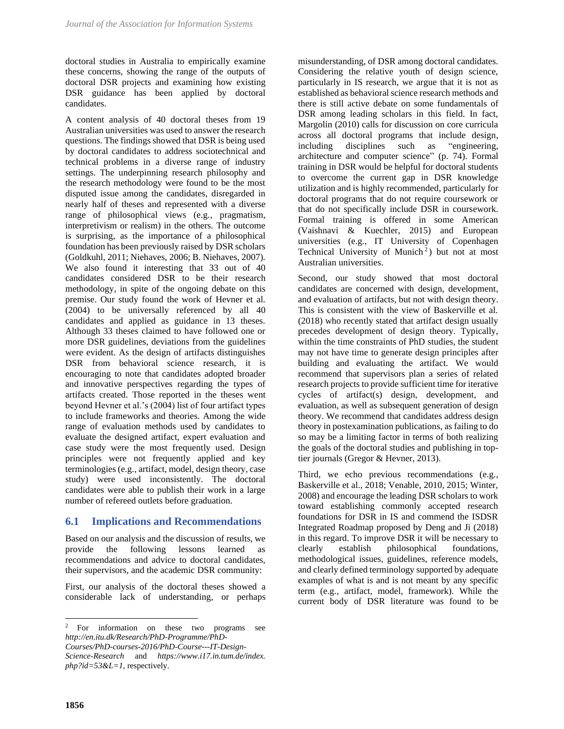doctoral studies in Australia to empirically examine these concerns, showing the range of the outputs of doctoral DSR projects and examining how existing DSR guidance has been applied by doctoral candidates.

A content analysis of 40 doctoral theses from 19 Australian universities was used to answer the research questions. The findings showed that DSR is being used by doctoral candidates to address sociotechnical and technical problems in a diverse range of industry settings. The underpinning research philosophy and the research methodology were found to be the most disputed issue among the candidates, disregarded in nearly half of theses and represented with a diverse range of philosophical views (e.g., pragmatism, interpretivism or realism) in the others. The outcome is surprising, as the importance of a philosophical foundation has been previously raised by DSR scholars (Goldkuhl, 2011; Niehaves, 2006; B. Niehaves, 2007). We also found it interesting that 33 out of 40 candidates considered DSR to be their research methodology, in spite of the ongoing debate on this premise. Our study found the work of Hevner et al. (2004) to be universally referenced by all 40 candidates and applied as guidance in 13 theses. Although 33 theses claimed to have followed one or more DSR guidelines, deviations from the guidelines were evident. As the design of artifacts distinguishes DSR from behavioral science research, it is encouraging to note that candidates adopted broader and innovative perspectives regarding the types of artifacts created. Those reported in the theses went beyond Hevner et al.'s (2004) list of four artifact types to include frameworks and theories. Among the wide range of evaluation methods used by candidates to evaluate the designed artifact, expert evaluation and case study were the most frequently used. Design principles were not frequently applied and key terminologies (e.g., artifact, model, design theory, case study) were used inconsistently. The doctoral candidates were able to publish their work in a large number of refereed outlets before graduation.

## 6.1 Implications and Recommendations

Based on our analysis and the discussion of results, we provide the following lessons learned as recommendations and advice to doctoral candidates, their supervisors, and the academic DSR community:

First, our analysis of the doctoral theses showed a considerable lack of understanding, or perhaps misunderstanding, of DSR among doctoral candidates. Considering the relative youth of design science, particularly in IS research, we argue that it is not as established as behavioral science research methods and there is still active debate on some fundamentals of DSR among leading scholars in this field. In fact, Margolin (2010) calls for discussion on core curricula across all doctoral programs that include design, including disciplines such as "engineering, architecture and computer science" (p. 74). Formal training in DSR would be helpful for doctoral students to overcome the current gap in DSR knowledge utilization and is highly recommended, particularly for doctoral programs that do not require coursework or that do not specifically include DSR in coursework. Formal training is offered in some American (Vaishnavi & Kuechler, 2015) and European universities (e.g., IT University of Copenhagen Technical University of Munich[2]) but not at most Australian universities.

Second, our study showed that most doctoral candidates are concerned with design, development, and evaluation of artifacts, but not with design theory. This is consistent with the view of Baskerville et al. (2018) who recently stated that artifact design usually precedes development of design theory. Typically, within the time constraints of PhD studies, the student may not have time to generate design principles after building and evaluating the artifact. We would recommend that supervisors plan a series of related research projects to provide sufficient time for iterative cycles of artifact(s) design, development, and evaluation, as well as subsequent generation of design theory. We recommend that candidates address design theory in postexamination publications, as failing to do so may be a limiting factor in terms of both realizing the goals of the doctoral studies and publishing in top-tier journals (Gregor & Hevner, 2013).

Third, we echo previous recommendations (e.g., Baskerville et al., 2018; Venable, 2010, 2015; Winter, 2008) and encourage the leading DSR scholars to work toward establishing commonly accepted research foundations for DSR in IS and commend the ISDSR Integrated Roadmap proposed by Deng and Ji (2018) in this regard. To improve DSR it will be necessary to clearly establish philosophical foundations, methodological issues, guidelines, reference models, and clearly defined terminology supported by adequate examples of what is and is not meant by any specific term (e.g., artifact, model, framework). While the current body of DSR literature was found to be

---

[2] For information on these two programs see *http://en.itu.dk/Research/PhD-Programme/PhD-Courses/PhD-courses-2016/PhD-Course---IT-Design-Science-Research* and *https://www.i17.in.tum.de/index.php?id=53&L=1*, respectively.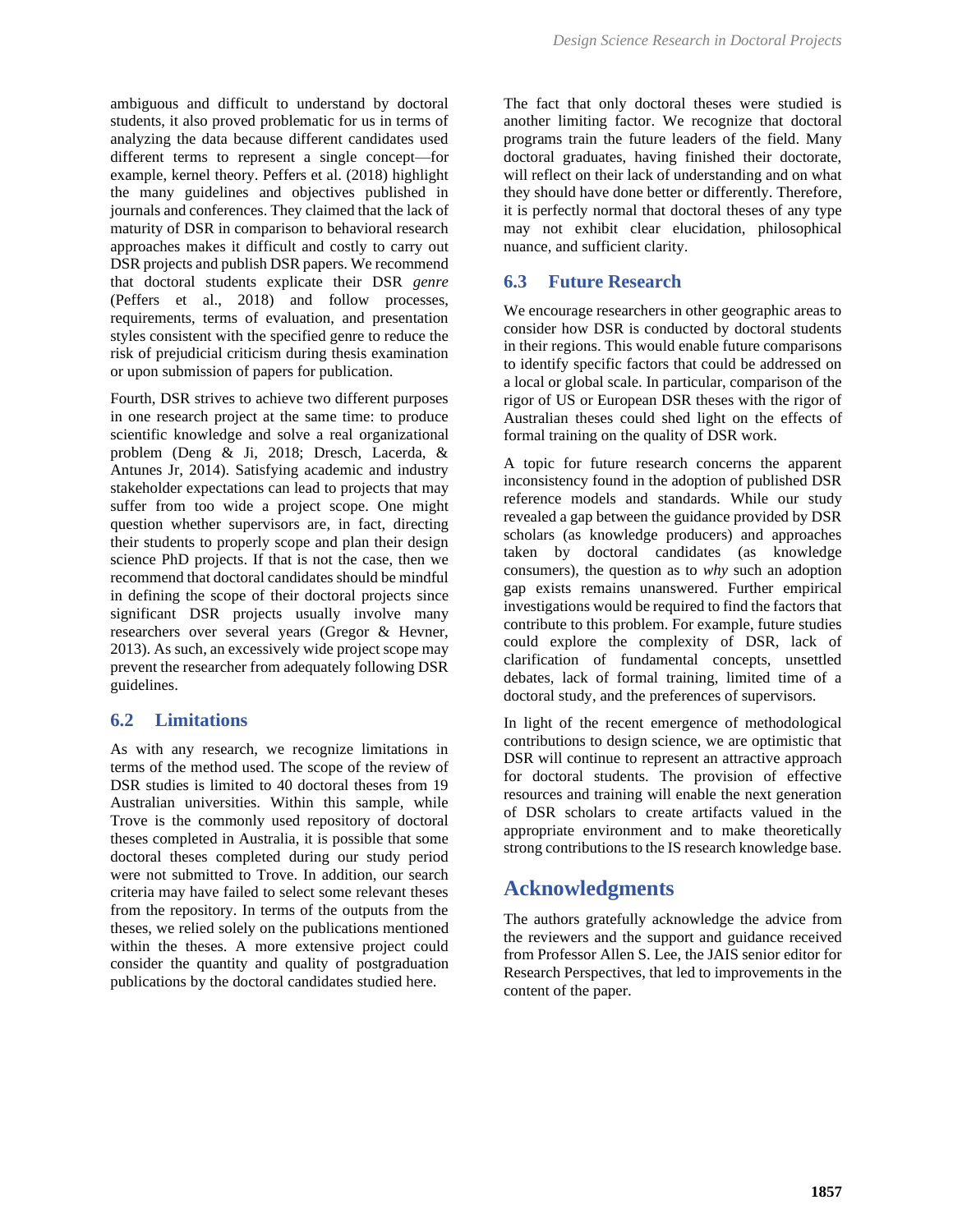ambiguous and difficult to understand by doctoral students, it also proved problematic for us in terms of analyzing the data because different candidates used different terms to represent a single concept—for example, kernel theory. Peffers et al. (2018) highlight the many guidelines and objectives published in journals and conferences. They claimed that the lack of maturity of DSR in comparison to behavioral research approaches makes it difficult and costly to carry out DSR projects and publish DSR papers. We recommend that doctoral students explicate their DSR *genre* (Peffers et al., 2018) and follow processes, requirements, terms of evaluation, and presentation styles consistent with the specified genre to reduce the risk of prejudicial criticism during thesis examination or upon submission of papers for publication.

Fourth, DSR strives to achieve two different purposes in one research project at the same time: to produce scientific knowledge and solve a real organizational problem (Deng & Ji, 2018; Dresch, Lacerda, & Antunes Jr, 2014). Satisfying academic and industry stakeholder expectations can lead to projects that may suffer from too wide a project scope. One might question whether supervisors are, in fact, directing their students to properly scope and plan their design science PhD projects. If that is not the case, then we recommend that doctoral candidates should be mindful in defining the scope of their doctoral projects since significant DSR projects usually involve many researchers over several years (Gregor & Hevner, 2013). As such, an excessively wide project scope may prevent the researcher from adequately following DSR guidelines.

## 6.2 Limitations

As with any research, we recognize limitations in terms of the method used. The scope of the review of DSR studies is limited to 40 doctoral theses from 19 Australian universities. Within this sample, while Trove is the commonly used repository of doctoral theses completed in Australia, it is possible that some doctoral theses completed during our study period were not submitted to Trove. In addition, our search criteria may have failed to select some relevant theses from the repository. In terms of the outputs from the theses, we relied solely on the publications mentioned within the theses. A more extensive project could consider the quantity and quality of postgraduation publications by the doctoral candidates studied here.

The fact that only doctoral theses were studied is another limiting factor. We recognize that doctoral programs train the future leaders of the field. Many doctoral graduates, having finished their doctorate, will reflect on their lack of understanding and on what they should have done better or differently. Therefore, it is perfectly normal that doctoral theses of any type may not exhibit clear elucidation, philosophical nuance, and sufficient clarity.

## 6.3 Future Research

We encourage researchers in other geographic areas to consider how DSR is conducted by doctoral students in their regions. This would enable future comparisons to identify specific factors that could be addressed on a local or global scale. In particular, comparison of the rigor of US or European DSR theses with the rigor of Australian theses could shed light on the effects of formal training on the quality of DSR work.

A topic for future research concerns the apparent inconsistency found in the adoption of published DSR reference models and standards. While our study revealed a gap between the guidance provided by DSR scholars (as knowledge producers) and approaches taken by doctoral candidates (as knowledge consumers), the question as to *why* such an adoption gap exists remains unanswered. Further empirical investigations would be required to find the factors that contribute to this problem. For example, future studies could explore the complexity of DSR, lack of clarification of fundamental concepts, unsettled debates, lack of formal training, limited time of a doctoral study, and the preferences of supervisors.

In light of the recent emergence of methodological contributions to design science, we are optimistic that DSR will continue to represent an attractive approach for doctoral students. The provision of effective resources and training will enable the next generation of DSR scholars to create artifacts valued in the appropriate environment and to make theoretically strong contributions to the IS research knowledge base.

# Acknowledgments

The authors gratefully acknowledge the advice from the reviewers and the support and guidance received from Professor Allen S. Lee, the JAIS senior editor for Research Perspectives, that led to improvements in the content of the paper.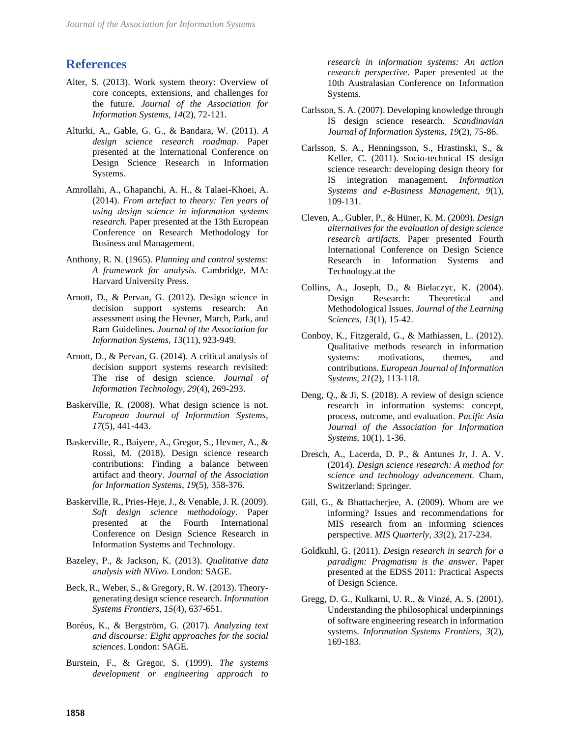## References

Alter, S. (2013). Work system theory: Overview of core concepts, extensions, and challenges for the future. *Journal of the Association for Information Systems*, *14*(2), 72-121.

Alturki, A., Gable, G. G., & Bandara, W. (2011). *A design science research roadmap.* Paper presented at the International Conference on Design Science Research in Information Systems.

Amrollahi, A., Ghapanchi, A. H., & Talaei-Khoei, A. (2014). *From artefact to theory: Ten years of using design science in information systems research.* Paper presented at the 13th European Conference on Research Methodology for Business and Management.

Anthony, R. N. (1965). *Planning and control systems: A framework for analysis*. Cambridge, MA: Harvard University Press.

Arnott, D., & Pervan, G. (2012). Design science in decision support systems research: An assessment using the Hevner, March, Park, and Ram Guidelines. *Journal of the Association for Information Systems, 13*(11), 923-949.

Arnott, D., & Pervan, G. (2014). A critical analysis of decision support systems research revisited: The rise of design science. *Journal of Information Technology, 29*(4), 269-293.

Baskerville, R. (2008). What design science is not. *European Journal of Information Systems*, *17*(5), 441-443.

Baskerville, R., Baiyere, A., Gregor, S., Hevner, A., & Rossi, M. (2018). Design science research contributions: Finding a balance between artifact and theory. *Journal of the Association for Information Systems*, *19*(5), 358-376.

Baskerville, R., Pries-Heje, J., & Venable, J. R. (2009). *Soft design science methodology*. Paper presented at the Fourth International Conference on Design Science Research in Information Systems and Technology.

Bazeley, P., & Jackson, K. (2013). *Qualitative data analysis with NVivo*. London: SAGE.

Beck, R., Weber, S., & Gregory, R. W. (2013). Theory-generating design science research. *Information Systems Frontiers*, *15*(4), 637-651.

Boréus, K., & Bergström, G. (2017). *Analyzing text and discourse: Eight approaches for the social sciences*. London: SAGE.

Burstein, F., & Gregor, S. (1999). *The systems development or engineering approach to research in information systems: An action research perspective*. Paper presented at the 10th Australasian Conference on Information Systems.

Carlsson, S. A. (2007). Developing knowledge through IS design science research. *Scandinavian Journal of Information Systems*, *19*(2), 75-86.

Carlsson, S. A., Henningsson, S., Hrastinski, S., & Keller, C. (2011). Socio-technical IS design science research: developing design theory for IS integration management. *Information Systems and e-Business Management*, *9*(1), 109-131.

Cleven, A., Gubler, P., & Hüner, K. M. (2009). *Design alternatives for the evaluation of design science research artifacts.* Paper presented Fourth International Conference on Design Science Research in Information Systems and Technology.at the

Collins, A., Joseph, D., & Bielaczyc, K. (2004). Design Research: Theoretical and Methodological Issues. *Journal of the Learning Sciences*, *13*(1), 15-42.

Conboy, K., Fitzgerald, G., & Mathiassen, L. (2012). Qualitative methods research in information systems: motivations, themes, and contributions. *European Journal of Information Systems*, *21*(2), 113-118.

Deng, Q., & Ji, S. (2018). A review of design science research in information systems: concept, process, outcome, and evaluation. *Pacific Asia Journal of the Association for Information Systems*, 10(1), 1-36.

Dresch, A., Lacerda, D. P., & Antunes Jr, J. A. V. (2014). *Design science research: A method for science and technology advancement.* Cham, Switzerland: Springer.

Gill, G., & Bhattacherjee, A. (2009). Whom are we informing? Issues and recommendations for MIS research from an informing sciences perspective. *MIS Quarterly, 33*(2), 217-234.

Goldkuhl, G. (2011). *Design research in search for a paradigm: Pragmatism is the answer*. Paper presented at the EDSS 2011: Practical Aspects of Design Science.

Gregg, D. G., Kulkarni, U. R., & Vinzé, A. S. (2001). Understanding the philosophical underpinnings of software engineering research in information systems. *Information Systems Frontiers*, *3*(2), 169-183.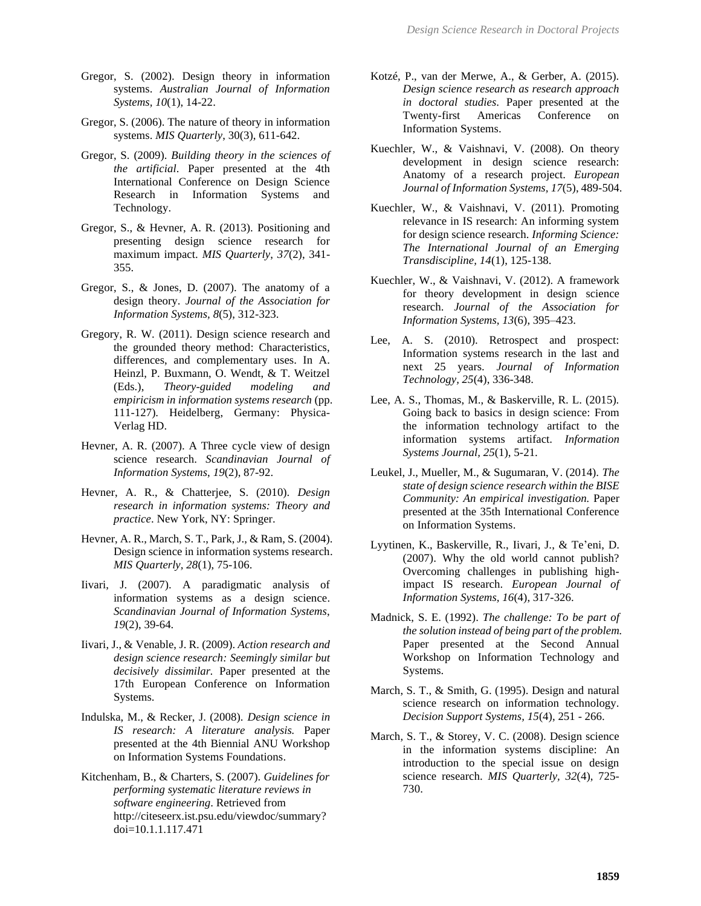Gregor, S. (2002). Design theory in information systems. *Australian Journal of Information Systems*, *10*(1), 14-22.

Gregor, S. (2006). The nature of theory in information systems. *MIS Quarterly*, 30(3), 611-642.

Gregor, S. (2009). *Building theory in the sciences of the artificial*. Paper presented at the 4th International Conference on Design Science Research in Information Systems and Technology.

Gregor, S., & Hevner, A. R. (2013). Positioning and presenting design science research for maximum impact. *MIS Quarterly*, *37*(2), 341-355.

Gregor, S., & Jones, D. (2007). The anatomy of a design theory. *Journal of the Association for Information Systems, 8*(5), 312-323.

Gregory, R. W. (2011). Design science research and the grounded theory method: Characteristics, differences, and complementary uses. In A. Heinzl, P. Buxmann, O. Wendt, & T. Weitzel (Eds.), *Theory-guided modeling and empiricism in information systems research* (pp. 111-127). Heidelberg, Germany: Physica-Verlag HD.

Hevner, A. R. (2007). A Three cycle view of design science research. *Scandinavian Journal of Information Systems*, *19*(2), 87-92.

Hevner, A. R., & Chatterjee, S. (2010). *Design research in information systems: Theory and practice*. New York, NY: Springer.

Hevner, A. R., March, S. T., Park, J., & Ram, S. (2004). Design science in information systems research. *MIS Quarterly, 28*(1), 75-106.

Iivari, J. (2007). A paradigmatic analysis of information systems as a design science. *Scandinavian Journal of Information Systems*, *19*(2), 39-64.

Iivari, J., & Venable, J. R. (2009). *Action research and design science research: Seemingly similar but decisively dissimilar.* Paper presented at the 17th European Conference on Information Systems.

Indulska, M., & Recker, J. (2008). *Design science in IS research: A literature analysis.* Paper presented at the 4th Biennial ANU Workshop on Information Systems Foundations.

Kitchenham, B., & Charters, S. (2007). *Guidelines for performing systematic literature reviews in software engineering*. Retrieved from http://citeseerx.ist.psu.edu/viewdoc/summary?doi=10.1.1.117.471

Kotzé, P., van der Merwe, A., & Gerber, A. (2015). *Design science research as research approach in doctoral studies*. Paper presented at the Twenty-first Americas Conference on Information Systems.

Kuechler, W., & Vaishnavi, V. (2008). On theory development in design science research: Anatomy of a research project. *European Journal of Information Systems*, *17*(5), 489-504.

Kuechler, W., & Vaishnavi, V. (2011). Promoting relevance in IS research: An informing system for design science research. *Informing Science: The International Journal of an Emerging Transdiscipline, 14*(1), 125-138.

Kuechler, W., & Vaishnavi, V. (2012). A framework for theory development in design science research. *Journal of the Association for Information Systems*, *13*(6), 395–423.

Lee, A. S. (2010). Retrospect and prospect: Information systems research in the last and next 25 years. *Journal of Information Technology, 25*(4), 336-348.

Lee, A. S., Thomas, M., & Baskerville, R. L. (2015). Going back to basics in design science: From the information technology artifact to the information systems artifact. *Information Systems Journal*, *25*(1), 5-21.

Leukel, J., Mueller, M., & Sugumaran, V. (2014). *The state of design science research within the BISE Community: An empirical investigation.* Paper presented at the 35th International Conference on Information Systems.

Lyytinen, K., Baskerville, R., Iivari, J., & Te'eni, D. (2007). Why the old world cannot publish? Overcoming challenges in publishing high-impact IS research. *European Journal of Information Systems, 16*(4), 317-326.

Madnick, S. E. (1992). *The challenge: To be part of the solution instead of being part of the problem.* Paper presented at the Second Annual Workshop on Information Technology and Systems.

March, S. T., & Smith, G. (1995). Design and natural science research on information technology. *Decision Support Systems*, *15*(4), 251 - 266.

March, S. T., & Storey, V. C. (2008). Design science in the information systems discipline: An introduction to the special issue on design science research. *MIS Quarterly, 32*(4), 725-730.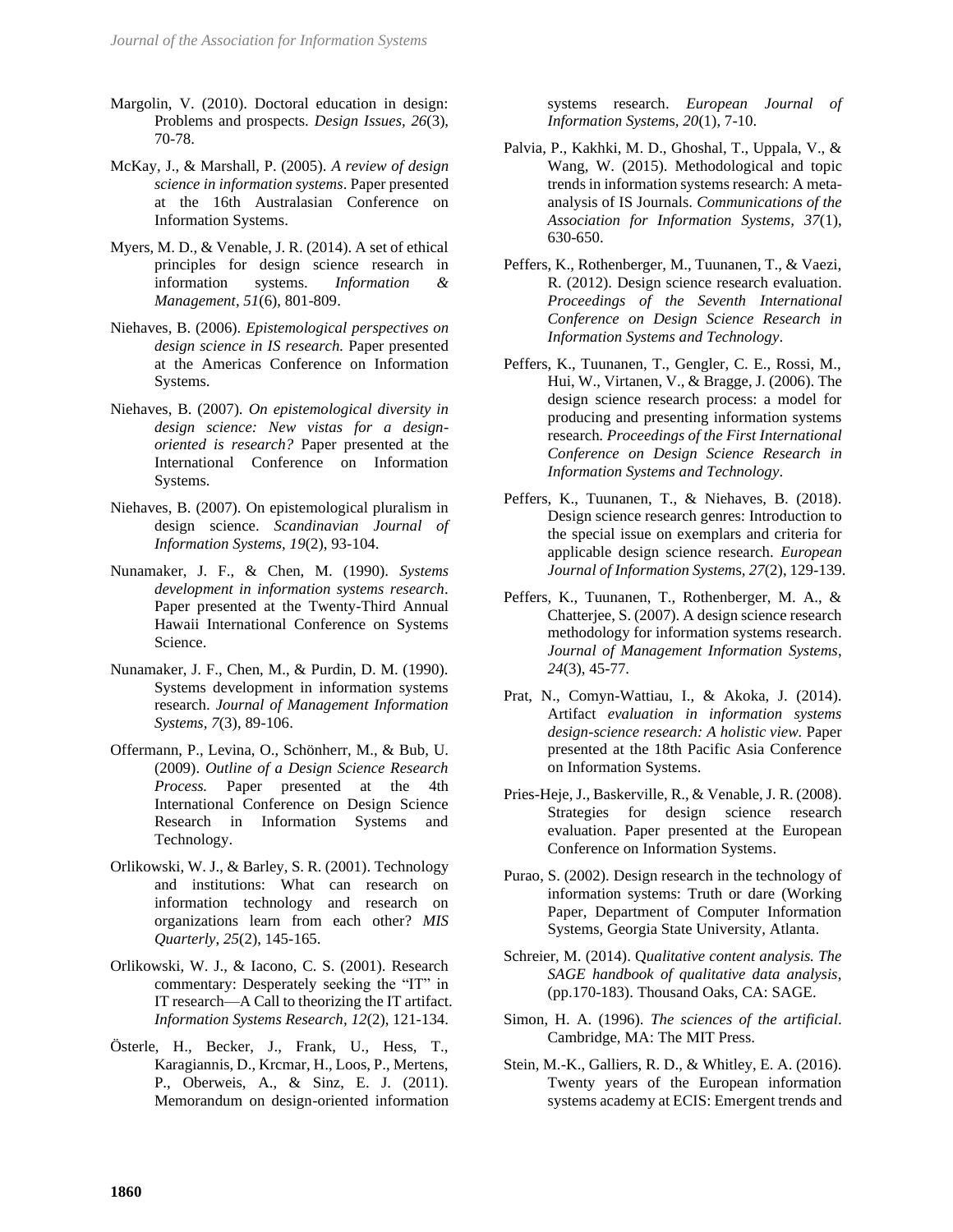Margolin, V. (2010). Doctoral education in design: Problems and prospects. *Design Issues, 26*(3), 70-78.

McKay, J., & Marshall, P. (2005). *A review of design science in information systems*. Paper presented at the 16th Australasian Conference on Information Systems.

Myers, M. D., & Venable, J. R. (2014). A set of ethical principles for design science research in information systems. *Information & Management, 51*(6), 801-809.

Niehaves, B. (2006). *Epistemological perspectives on design science in IS research.* Paper presented at the Americas Conference on Information Systems.

Niehaves, B. (2007). *On epistemological diversity in design science: New vistas for a design-oriented is research?* Paper presented at the International Conference on Information Systems.

Niehaves, B. (2007). On epistemological pluralism in design science. *Scandinavian Journal of Information Systems, 19*(2), 93-104.

Nunamaker, J. F., & Chen, M. (1990). *Systems development in information systems research*. Paper presented at the Twenty-Third Annual Hawaii International Conference on Systems Science.

Nunamaker, J. F., Chen, M., & Purdin, D. M. (1990). Systems development in information systems research. *Journal of Management Information Systems, 7*(3), 89-106.

Offermann, P., Levina, O., Schönherr, M., & Bub, U. (2009). *Outline of a Design Science Research Process.* Paper presented at the 4th International Conference on Design Science Research in Information Systems and Technology.

Orlikowski, W. J., & Barley, S. R. (2001). Technology and institutions: What can research on information technology and research on organizations learn from each other? *MIS Quarterly, 25*(2), 145-165.

Orlikowski, W. J., & Iacono, C. S. (2001). Research commentary: Desperately seeking the "IT" in IT research—A Call to theorizing the IT artifact. *Information Systems Research, 12*(2), 121-134.

Österle, H., Becker, J., Frank, U., Hess, T., Karagiannis, D., Krcmar, H., Loos, P., Mertens, P., Oberweis, A., & Sinz, E. J. (2011). Memorandum on design-oriented information systems research. *European Journal of Information Systems, 20*(1), 7-10.

Palvia, P., Kakhki, M. D., Ghoshal, T., Uppala, V., & Wang, W. (2015). Methodological and topic trends in information systems research: A meta-analysis of IS Journals. *Communications of the Association for Information Systems, 37*(1), 630-650.

Peffers, K., Rothenberger, M., Tuunanen, T., & Vaezi, R. (2012). Design science research evaluation. *Proceedings of the Seventh International Conference on Design Science Research in Information Systems and Technology*.

Peffers, K., Tuunanen, T., Gengler, C. E., Rossi, M., Hui, W., Virtanen, V., & Bragge, J. (2006). The design science research process: a model for producing and presenting information systems research. *Proceedings of the First International Conference on Design Science Research in Information Systems and Technology*.

Peffers, K., Tuunanen, T., & Niehaves, B. (2018). Design science research genres: Introduction to the special issue on exemplars and criteria for applicable design science research. *European Journal of Information Systems, 27*(2), 129-139.

Peffers, K., Tuunanen, T., Rothenberger, M. A., & Chatterjee, S. (2007). A design science research methodology for information systems research. *Journal of Management Information Systems, 24*(3), 45-77.

Prat, N., Comyn-Wattiau, I., & Akoka, J. (2014). Artifact *evaluation in information systems design-science research: A holistic view.* Paper presented at the 18th Pacific Asia Conference on Information Systems.

Pries-Heje, J., Baskerville, R., & Venable, J. R. (2008). Strategies for design science research evaluation. Paper presented at the European Conference on Information Systems.

Purao, S. (2002). Design research in the technology of information systems: Truth or dare (Working Paper, Department of Computer Information Systems, Georgia State University, Atlanta.

Schreier, M. (2014). Q*ualitative content analysis. The SAGE handbook of qualitative data analysis*, (pp.170-183). Thousand Oaks, CA: SAGE.

Simon, H. A. (1996). *The sciences of the artificial*. Cambridge, MA: The MIT Press.

Stein, M.-K., Galliers, R. D., & Whitley, E. A. (2016). Twenty years of the European information systems academy at ECIS: Emergent trends and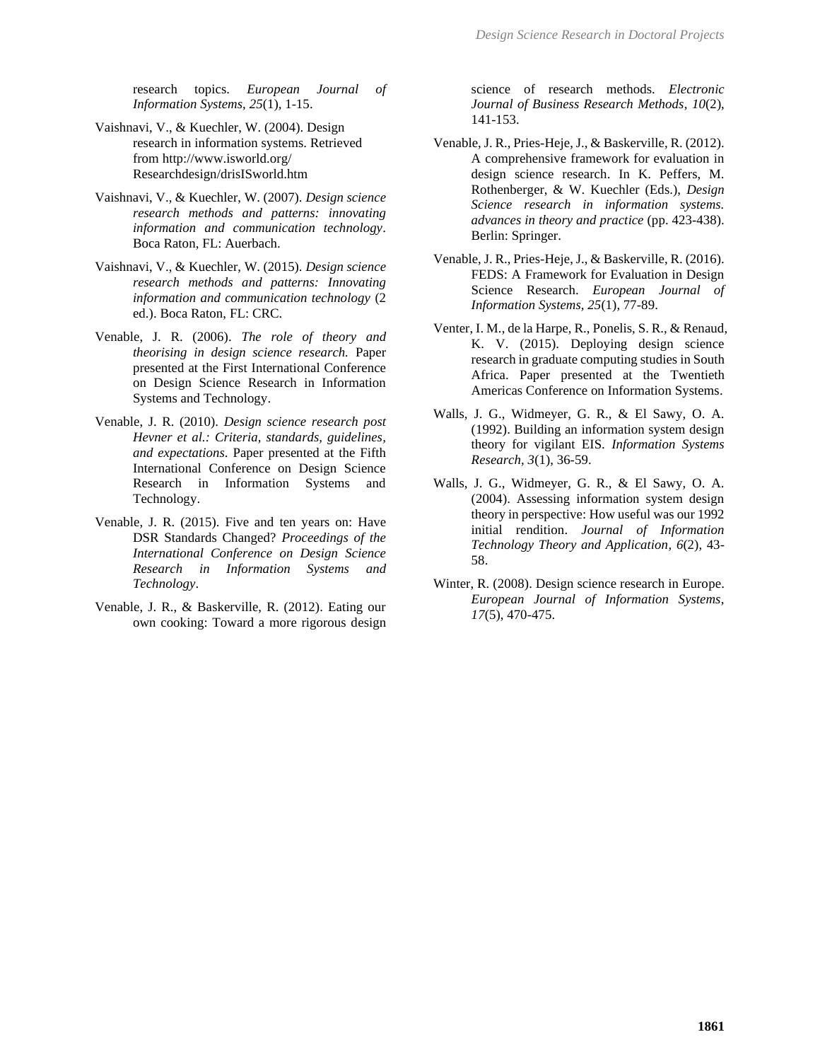research topics. *European Journal of Information Systems, 25*(1), 1-15.

Vaishnavi, V., & Kuechler, W. (2004). Design research in information systems. Retrieved from http://www.isworld.org/ Researchdesign/drisISworld.htm

Vaishnavi, V., & Kuechler, W. (2007). *Design science research methods and patterns: innovating information and communication technology*. Boca Raton, FL: Auerbach.

Vaishnavi, V., & Kuechler, W. (2015). *Design science research methods and patterns: Innovating information and communication technology* (2 ed.). Boca Raton, FL: CRC.

Venable, J. R. (2006). *The role of theory and theorising in design science research.* Paper presented at the First International Conference on Design Science Research in Information Systems and Technology.

Venable, J. R. (2010). *Design science research post Hevner et al.: Criteria, standards, guidelines, and expectations.* Paper presented at the Fifth International Conference on Design Science Research in Information Systems and Technology.

Venable, J. R. (2015). Five and ten years on: Have DSR Standards Changed? *Proceedings of the International Conference on Design Science Research in Information Systems and Technology*.

Venable, J. R., & Baskerville, R. (2012). Eating our own cooking: Toward a more rigorous design science of research methods. *Electronic Journal of Business Research Methods*, *10*(2), 141-153.

Venable, J. R., Pries-Heje, J., & Baskerville, R. (2012). A comprehensive framework for evaluation in design science research. In K. Peffers, M. Rothenberger, & W. Kuechler (Eds.), *Design Science research in information systems. advances in theory and practice* (pp. 423-438). Berlin: Springer.

Venable, J. R., Pries-Heje, J., & Baskerville, R. (2016). FEDS: A Framework for Evaluation in Design Science Research. *European Journal of Information Systems, 25*(1), 77-89.

Venter, I. M., de la Harpe, R., Ponelis, S. R., & Renaud, K. V. (2015). Deploying design science research in graduate computing studies in South Africa. Paper presented at the Twentieth Americas Conference on Information Systems.

Walls, J. G., Widmeyer, G. R., & El Sawy, O. A. (1992). Building an information system design theory for vigilant EIS. *Information Systems Research, 3*(1), 36-59.

Walls, J. G., Widmeyer, G. R., & El Sawy, O. A. (2004). Assessing information system design theory in perspective: How useful was our 1992 initial rendition. *Journal of Information Technology Theory and Application*, *6*(2), 43-58.

Winter, R. (2008). Design science research in Europe. *European Journal of Information Systems*, *17*(5), 470-475.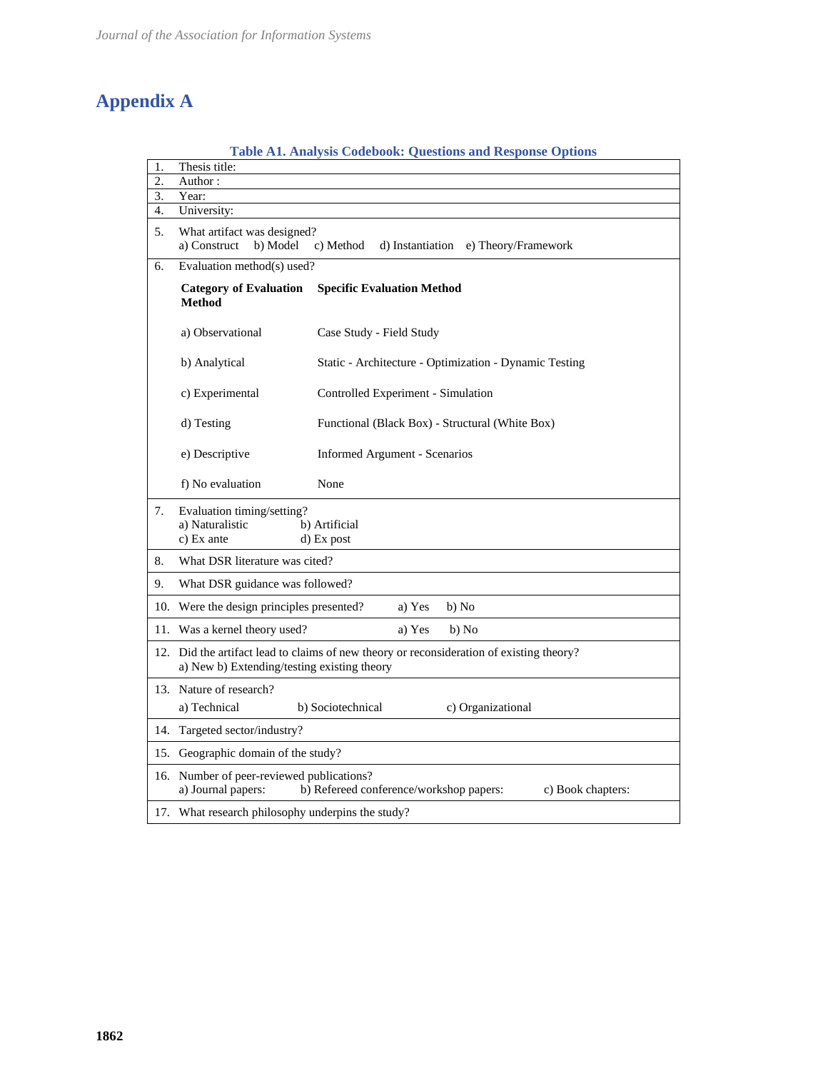# Appendix A

**Table A1. Analysis Codebook: Questions and Response Options**

| # | Question and Response Options |
|---|---|
| 1. | Thesis title: |
| 2. | Author : |
| 3. | Year: |
| 4. | University: |
| 5. | What artifact was designed?<br>a) Construct b) Model c) Method d) Instantiation e) Theory/Framework |
| 6. | Evaluation method(s) used?<br>**Category of Evaluation Method** — **Specific Evaluation Method**<br>a) Observational — Case Study - Field Study<br>b) Analytical — Static - Architecture - Optimization - Dynamic Testing<br>c) Experimental — Controlled Experiment - Simulation<br>d) Testing — Functional (Black Box) - Structural (White Box)<br>e) Descriptive — Informed Argument - Scenarios<br>f) No evaluation — None |
| 7. | Evaluation timing/setting?<br>a) Naturalistic b) Artificial<br>c) Ex ante d) Ex post |
| 8. | What DSR literature was cited? |
| 9. | What DSR guidance was followed? |
| 10. | Were the design principles presented? a) Yes b) No |
| 11. | Was a kernel theory used? a) Yes b) No |
| 12. | Did the artifact lead to claims of new theory or reconsideration of existing theory?<br>a) New b) Extending/testing existing theory |
| 13. | Nature of research?<br>a) Technical b) Sociotechnical c) Organizational |
| 14. | Targeted sector/industry? |
| 15. | Geographic domain of the study? |
| 16. | Number of peer-reviewed publications?<br>a) Journal papers: b) Refereed conference/workshop papers: c) Book chapters: |
| 17. | What research philosophy underpins the study? |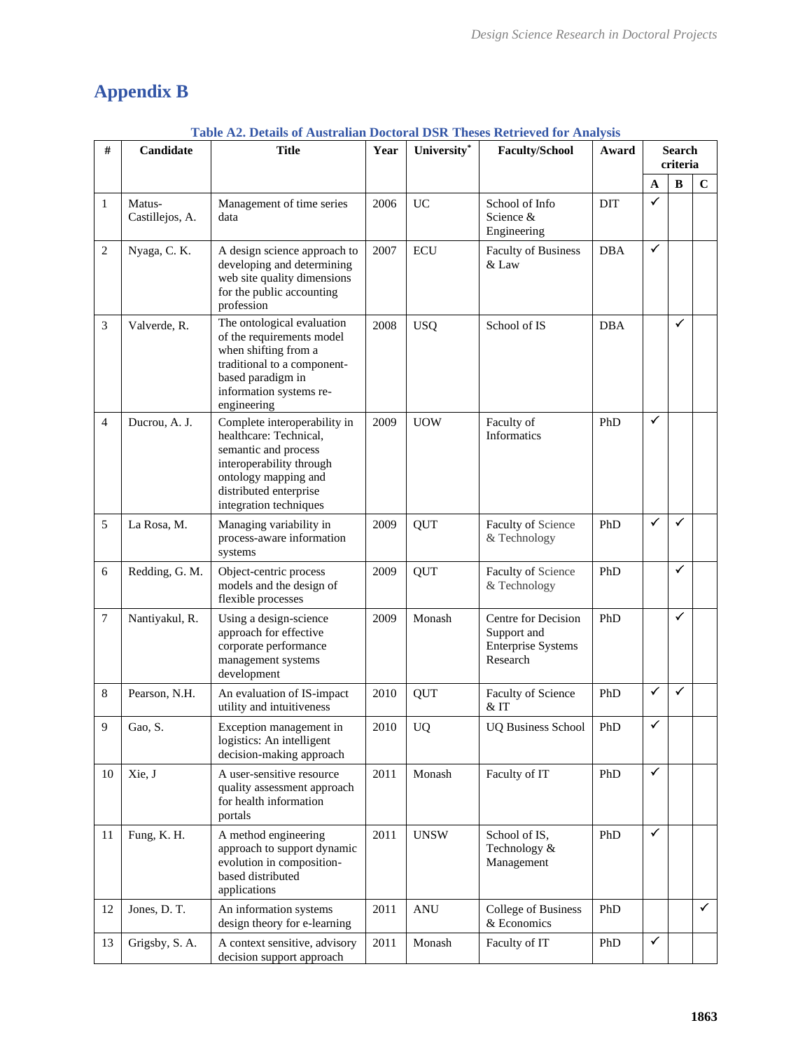# Appendix B

**Table A2. Details of Australian Doctoral DSR Theses Retrieved for Analysis**

| # | Candidate | Title | Year | University* | Faculty/School | Award | Search criteria | | |
|---|---|---|---|---|---|---|---|---|---|
| | | | | | | | A | B | C |
| 1 | Matus-Castillejos, A. | Management of time series data | 2006 | UC | School of Info Science & Engineering | DIT | ✓ | | |
| 2 | Nyaga, C. K. | A design science approach to developing and determining web site quality dimensions for the public accounting profession | 2007 | ECU | Faculty of Business & Law | DBA | ✓ | | |
| 3 | Valverde, R. | The ontological evaluation of the requirements model when shifting from a traditional to a component-based paradigm in information systems re-engineering | 2008 | USQ | School of IS | DBA | | ✓ | |
| 4 | Ducrou, A. J. | Complete interoperability in healthcare: Technical, semantic and process interoperability through ontology mapping and distributed enterprise integration techniques | 2009 | UOW | Faculty of Informatics | PhD | ✓ | | |
| 5 | La Rosa, M. | Managing variability in process-aware information systems | 2009 | QUT | Faculty of Science & Technology | PhD | ✓ | ✓ | |
| 6 | Redding, G. M. | Object-centric process models and the design of flexible processes | 2009 | QUT | Faculty of Science & Technology | PhD | | ✓ | |
| 7 | Nantiyakul, R. | Using a design-science approach for effective corporate performance management systems development | 2009 | Monash | Centre for Decision Support and Enterprise Systems Research | PhD | | ✓ | |
| 8 | Pearson, N.H. | An evaluation of IS-impact utility and intuitiveness | 2010 | QUT | Faculty of Science & IT | PhD | ✓ | ✓ | |
| 9 | Gao, S. | Exception management in logistics: An intelligent decision-making approach | 2010 | UQ | UQ Business School | PhD | ✓ | | |
| 10 | Xie, J | A user-sensitive resource quality assessment approach for health information portals | 2011 | Monash | Faculty of IT | PhD | ✓ | | |
| 11 | Fung, K. H. | A method engineering approach to support dynamic evolution in composition-based distributed applications | 2011 | UNSW | School of IS, Technology & Management | PhD | ✓ | | |
| 12 | Jones, D. T. | An information systems design theory for e-learning | 2011 | ANU | College of Business & Economics | PhD | | | ✓ |
| 13 | Grigsby, S. A. | A context sensitive, advisory decision support approach | 2011 | Monash | Faculty of IT | PhD | ✓ | | |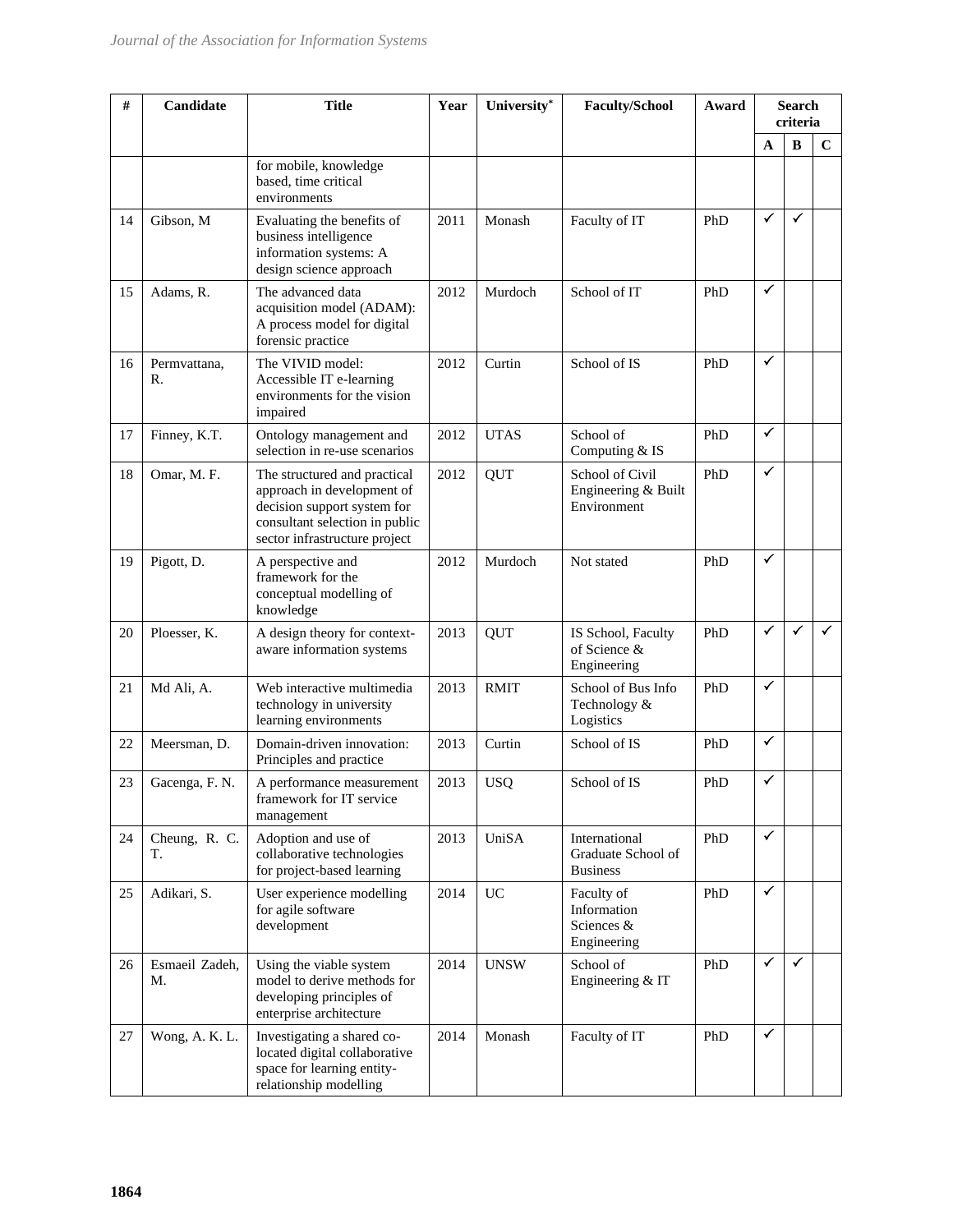| # | Candidate | Title | Year | University* | Faculty/School | Award | Search criteria | | |
|---|---|---|---|---|---|---|---|---|---|
| | | | | | | | A | B | C |
| | | for mobile, knowledge based, time critical environments | | | | | | | |
| 14 | Gibson, M | Evaluating the benefits of business intelligence information systems: A design science approach | 2011 | Monash | Faculty of IT | PhD | ✓ | ✓ | |
| 15 | Adams, R. | The advanced data acquisition model (ADAM): A process model for digital forensic practice | 2012 | Murdoch | School of IT | PhD | ✓ | | |
| 16 | Permvattana, R. | The VIVID model: Accessible IT e-learning environments for the vision impaired | 2012 | Curtin | School of IS | PhD | ✓ | | |
| 17 | Finney, K.T. | Ontology management and selection in re-use scenarios | 2012 | UTAS | School of Computing & IS | PhD | ✓ | | |
| 18 | Omar, M. F. | The structured and practical approach in development of decision support system for consultant selection in public sector infrastructure project | 2012 | QUT | School of Civil Engineering & Built Environment | PhD | ✓ | | |
| 19 | Pigott, D. | A perspective and framework for the conceptual modelling of knowledge | 2012 | Murdoch | Not stated | PhD | ✓ | | |
| 20 | Ploesser, K. | A design theory for context-aware information systems | 2013 | QUT | IS School, Faculty of Science & Engineering | PhD | ✓ | ✓ | ✓ |
| 21 | Md Ali, A. | Web interactive multimedia technology in university learning environments | 2013 | RMIT | School of Bus Info Technology & Logistics | PhD | ✓ | | |
| 22 | Meersman, D. | Domain-driven innovation: Principles and practice | 2013 | Curtin | School of IS | PhD | ✓ | | |
| 23 | Gacenga, F. N. | A performance measurement framework for IT service management | 2013 | USQ | School of IS | PhD | ✓ | | |
| 24 | Cheung, R. C. T. | Adoption and use of collaborative technologies for project-based learning | 2013 | UniSA | International Graduate School of Business | PhD | ✓ | | |
| 25 | Adikari, S. | User experience modelling for agile software development | 2014 | UC | Faculty of Information Sciences & Engineering | PhD | ✓ | | |
| 26 | Esmaeil Zadeh, M. | Using the viable system model to derive methods for developing principles of enterprise architecture | 2014 | UNSW | School of Engineering & IT | PhD | ✓ | ✓ | |
| 27 | Wong, A. K. L. | Investigating a shared co-located digital collaborative space for learning entity-relationship modelling | 2014 | Monash | Faculty of IT | PhD | ✓ | | |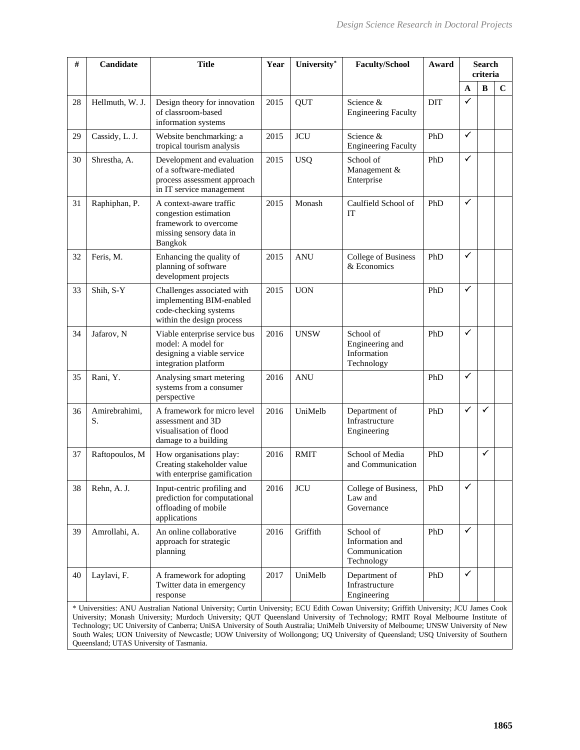| # | Candidate | Title | Year | University* | Faculty/School | Award | Search criteria | | |
|---|---|---|---|---|---|---|---|---|---|
| | | | | | | | A | B | C |
| 28 | Hellmuth, W. J. | Design theory for innovation of classroom-based information systems | 2015 | QUT | Science & Engineering Faculty | DIT | ✓ | | |
| 29 | Cassidy, L. J. | Website benchmarking: a tropical tourism analysis | 2015 | JCU | Science & Engineering Faculty | PhD | ✓ | | |
| 30 | Shrestha, A. | Development and evaluation of a software-mediated process assessment approach in IT service management | 2015 | USQ | School of Management & Enterprise | PhD | ✓ | | |
| 31 | Raphiphan, P. | A context-aware traffic congestion estimation framework to overcome missing sensory data in Bangkok | 2015 | Monash | Caulfield School of IT | PhD | ✓ | | |
| 32 | Feris, M. | Enhancing the quality of planning of software development projects | 2015 | ANU | College of Business & Economics | PhD | ✓ | | |
| 33 | Shih, S-Y | Challenges associated with implementing BIM-enabled code-checking systems within the design process | 2015 | UON | | PhD | ✓ | | |
| 34 | Jafarov, N | Viable enterprise service bus model: A model for designing a viable service integration platform | 2016 | UNSW | School of Engineering and Information Technology | PhD | ✓ | | |
| 35 | Rani, Y. | Analysing smart metering systems from a consumer perspective | 2016 | ANU | | PhD | ✓ | | |
| 36 | Amirebrahimi, S. | A framework for micro level assessment and 3D visualisation of flood damage to a building | 2016 | UniMelb | Department of Infrastructure Engineering | PhD | ✓ | ✓ | |
| 37 | Raftopoulos, M | How organisations play: Creating stakeholder value with enterprise gamification | 2016 | RMIT | School of Media and Communication | PhD | | ✓ | |
| 38 | Rehn, A. J. | Input-centric profiling and prediction for computational offloading of mobile applications | 2016 | JCU | College of Business, Law and Governance | PhD | ✓ | | |
| 39 | Amrollahi, A. | An online collaborative approach for strategic planning | 2016 | Griffith | School of Information and Communication Technology | PhD | ✓ | | |
| 40 | Laylavi, F. | A framework for adopting Twitter data in emergency response | 2017 | UniMelb | Department of Infrastructure Engineering | PhD | ✓ | | |

* Universities: ANU Australian National University; Curtin University; ECU Edith Cowan University; Griffith University; JCU James Cook University; Monash University; Murdoch University; QUT Queensland University of Technology; RMIT Royal Melbourne Institute of Technology; UC University of Canberra; UniSA University of South Australia; UniMelb University of Melbourne; UNSW University of New South Wales; UON University of Newcastle; UOW University of Wollongong; UQ University of Queensland; USQ University of Southern Queensland; UTAS University of Tasmania.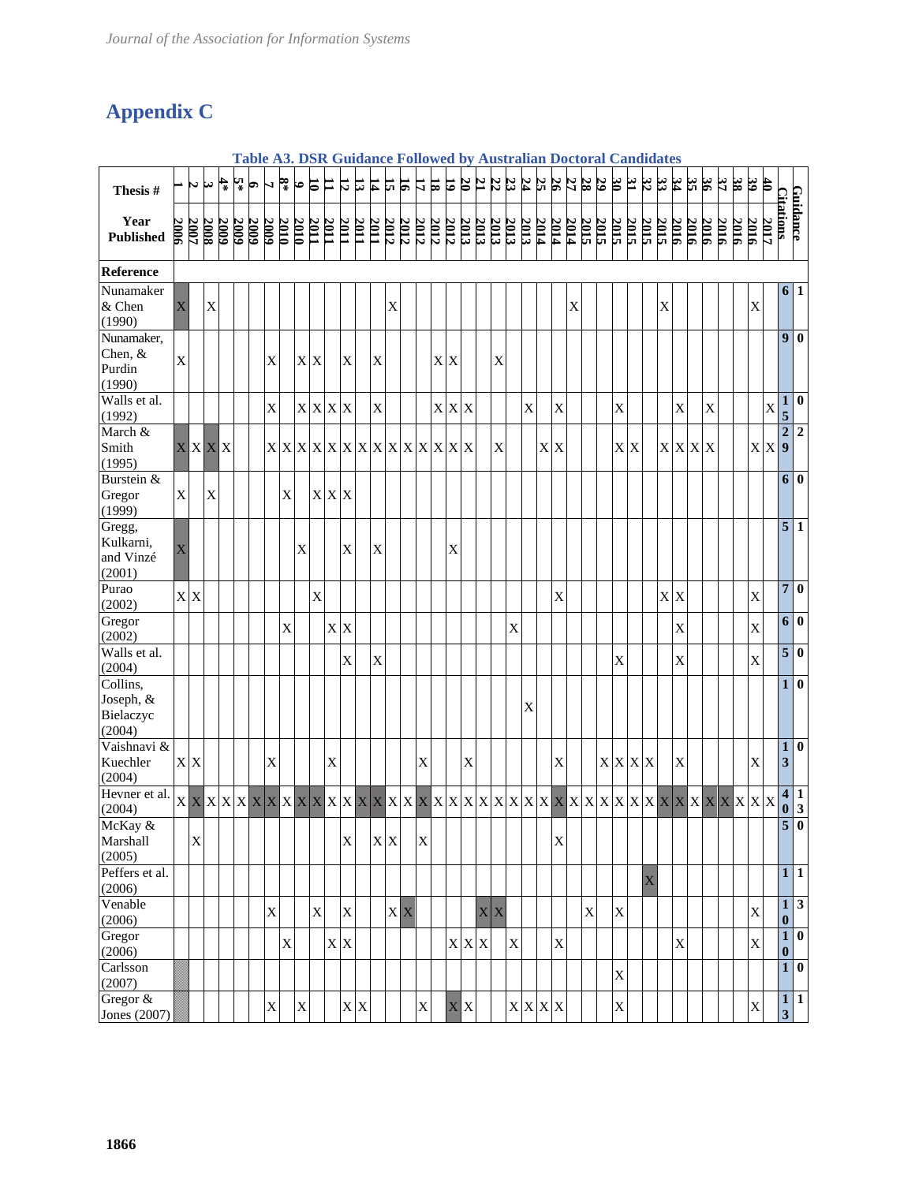# Appendix C

**Table A3. DSR Guidance Followed by Australian Doctoral Candidates**

| Thesis # | 1 | 2 | 3 | 4* | 5* | 6 | 7 | 8* | 9 | 10 | 11 | 12 | 13 | 14 | 15 | 16 | 17 | 18 | 19 | 20 | 21 | 22 | 23 | 24 | 25 | 26 | 27 | 28 | 29 | 30 | 31 | 32 | 33 | 34 | 35 | 36 | 37 | 38 | 39 | 40 | Citations | Guidance |
|---|---|---|---|---|---|---|---|---|---|---|---|---|---|---|---|---|---|---|---|---|---|---|---|---|---|---|---|---|---|---|---|---|---|---|---|---|---|---|---|---|---|---|
| Year Published | 2006 | 2007 | 2008 | 2009 | 2009 | 2009 | 2009 | 2010 | 2010 | 2011 | 2011 | 2011 | 2011 | 2011 | 2012 | 2012 | 2012 | 2012 | 2012 | 2013 | 2013 | 2013 | 2013 | 2013 | 2014 | 2014 | 2014 | 2015 | 2015 | 2015 | 2015 | 2015 | 2015 | 2016 | 2016 | 2016 | 2016 | 2016 | 2016 | 2017 | | |
| **Reference** | | | | | | | | | | | | | | | | | | | | | | | | | | | | | | | | | | | | | | | | | | |
| Nunamaker & Chen (1990) | X | | X | | | | | | | | | | | | X | | | | | | | | | | | | X | | | | | | X | | | | | | X | | 6 | 1 |
| Nunamaker, Chen, & Purdin (1990) | X | | | | | | X | | X | X | | X | | X | | | | X | X | | | X | | | | | | | | | | | | | | | | | | | 9 | 0 |
| Walls et al. (1992) | | | | | | | X | | X | X | X | X | | X | | | | X | X | X | | | | X | | X | | | | X | | | | X | | X | | | | X | 15 | 0 |
| March & Smith (1995) | X | X | X | X | | | X | X | X | X | X | X | X | X | X | X | X | X | X | X | | X | | | X | X | | | | X | X | | X | X | X | X | | | X | X | 29 | 2 |
| Burstein & Gregor (1999) | X | | X | | | | | X | | X | X | X | | | | | | | | | | | | | | | | | | | | | | | | | | | | | 6 | 0 |
| Gregg, Kulkarni, and Vinzé (2001) | X | | | | | | | | X | | | X | | X | | | | | X | | | | | | | | | | | | | | | | | | | | | | 5 | 1 |
| Purao (2002) | X | X | | | | | | | | X | | | | | | | | | | | | | | | | X | | | | | | | X | X | | | | | X | | 7 | 0 |
| Gregor (2002) | | | | | | | | X | | | X | X | | | | | | | | | | | X | | | | | | | | | | | X | | | | | X | | 6 | 0 |
| Walls et al. (2004) | | | | | | | | | | | | X | | X | | | | | | | | | | | | | | | | X | | | | X | | | | | X | | 5 | 0 |
| Collins, Joseph, & Bielaczyc (2004) | | | | | | | | | | | | | | | | | | | | | | | | X | | | | | | | | | | | | | | | | | 1 | 0 |
| Vaishnavi & Kuechler (2004) | X | X | | | | | X | | | | X | | | | | | X | | | X | | | | | | X | | | X | X | X | X | | X | | | | | X | | 13 | 0 |
| Hevner et al. (2004) | X | X | X | X | X | X | X | X | X | X | X | X | X | X | X | X | X | X | X | X | X | X | X | X | X | X | X | X | X | X | X | X | X | X | X | X | X | X | X | X | 40 | 13 |
| McKay & Marshall (2005) | | X | | | | | | | | | | X | | X | X | | X | | | | | | | | | X | | | | | | | | | | | | | | | 5 | 0 |
| Peffers et al. (2006) | | | | | | | | | | | | | | | | | | | | | | | | | | | | | | | | X | | | | | | | | | 1 | 1 |
| Venable (2006) | | | | | | | X | | | X | | X | | | X | X | | | | | X | X | | | | | | X | | X | | | | | | | | | X | | 10 | 3 |
| Gregor (2006) | | | | | | | | X | | | X | X | | | | | | | X | X | X | | X | | | X | | | | | | | | X | | | | | X | | 10 | 0 |
| Carlsson (2007) | | | | | | | | | | | | | | | | | | | | | | | | | | | | | | X | | | | | | | | | | | 1 | 0 |
| Gregor & Jones (2007) | | | | | | | X | | X | | | X | X | | | | X | | X | X | | | X | X | X | X | | | | X | | | | | | | | | X | | 13 | 1 |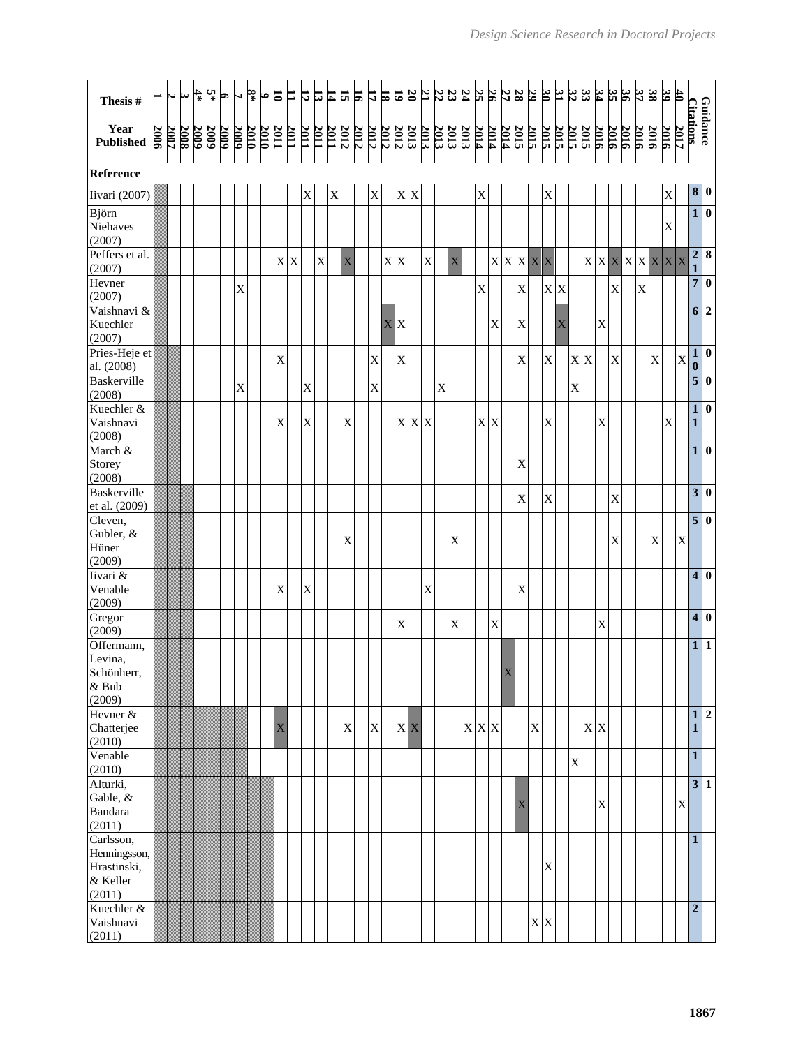| Thesis # | 1 | 2 | 3 | 4* | 5* | 6 | 7 | 8* | 9 | 10 | 11 | 12 | 13 | 14 | 15 | 16 | 17 | 18 | 19 | 20 | 21 | 22 | 23 | 24 | 25 | 26 | 27 | 28 | 29 | 30 | 31 | 32 | 33 | 34 | 35 | 36 | 37 | 38 | 39 | 40 | Citations | Guidance |
|---|---|---|---|---|---|---|---|---|---|---|---|---|---|---|---|---|---|---|---|---|---|---|---|---|---|---|---|---|---|---|---|---|---|---|---|---|---|---|---|---|---|---|
| **Year Published** | 2006 | 2007 | 2008 | 2009 | 2009 | 2009 | 2009 | 2010 | 2010 | 2011 | 2011 | 2011 | 2011 | 2011 | 2012 | 2012 | 2012 | 2012 | 2012 | 2013 | 2013 | 2013 | 2013 | 2013 | 2014 | 2014 | 2014 | 2015 | 2015 | 2015 | 2015 | 2015 | 2015 | 2016 | 2016 | 2016 | 2016 | 2016 | 2016 | 2017 | | |
| **Reference** | | | | | | | | | | | | | | | | | | | | | | | | | | | | | | | | | | | | | | | | | | |
| Iivari (2007) | | | | | | | | | | | | X | | X | | | X | | X | X | | | | | X | | | | | X | | | | | | | | | X | | 8 | 0 |
| Björn Niehaves (2007) | | | | | | | | | | | | | | | | | | | | | | | | | | | | | | | | | | | | | | | X | | 1 | 0 |
| Peffers et al. (2007) | | | | | | | | | | X | X | | X | | X | | | X | X | | X | | X | | | X | X | X | X | X | | | X | X | X | X | X | X | X | X | 21 | 8 |
| Hevner (2007) | | | | | | | X | | | | | | | | | | | | | | | | | | X | | | X | | X | X | | | | X | | X | | | | 7 | 0 |
| Vaishnavi & Kuechler (2007) | | | | | | | | | | | | | | | | | | X | X | | | | | | | X | | X | | | X | | | X | | | | | | | 6 | 2 |
| Pries-Heje et al. (2008) | | | | | | | | | | X | | | | | | | X | | X | | | | | | | | | X | | X | | X | X | | X | | | X | | X | 10 | 0 |
| Baskerville (2008) | | | | | | | X | | | | | X | | | | | X | | | | | X | | | | | | | | | | X | | | | | | | | | 5 | 0 |
| Kuechler & Vaishnavi (2008) | | | | | | | | | | X | | X | | | X | | | | X | X | X | | | | X | X | | | | X | | | | X | | | | | X | | 11 | 0 |
| March & Storey (2008) | | | | | | | | | | | | | | | | | | | | | | | | | | | | X | | | | | | | | | | | | | 1 | 0 |
| Baskerville et al. (2009) | | | | | | | | | | | | | | | | | | | | | | | | | | | | X | | X | | | | | X | | | | | | 3 | 0 |
| Cleven, Gubler, & Hüner (2009) | | | | | | | | | | | | | | | X | | | | | | | | X | | | | | | | | | | | | X | | | X | | X | 5 | 0 |
| Iivari & Venable (2009) | | | | | | | | | | X | | X | | | | | | | | | X | | | | | | | X | | | | | | | | | | | | | 4 | 0 |
| Gregor (2009) | | | | | | | | | | | | | | | | | | | X | | | | X | | | X | | | | | | | | X | | | | | | | 4 | 0 |
| Offermann, Levina, Schönherr, & Bub (2009) | | | | | | | | | | | | | | | | | | | | | | | | | | | X | | | | | | | | | | | | | | 1 | 1 |
| Hevner & Chatterjee (2010) | | | | | | | | | | X | | | | | X | | X | | X | X | | | | X | X | X | | | X | | | | X | X | | | | | | | 11 | 2 |
| Venable (2010) | | | | | | | | | | | | | | | | | | | | | | | | | | | | | | | | X | | | | | | | | | 1 | |
| Alturki, Gable, & Bandara (2011) | | | | | | | | | | | | | | | | | | | | | | | | | | | | X | | | | | | X | | | | | | X | 3 | 1 |
| Carlsson, Henningsson, Hrastinski, & Keller (2011) | | | | | | | | | | | | | | | | | | | | | | | | | | | | | | X | | | | | | | | | | | 1 | |
| Kuechler & Vaishnavi (2011) | | | | | | | | | | | | | | | | | | | | | | | | | | | | | X | X | | | | | | | | | | | 2 | |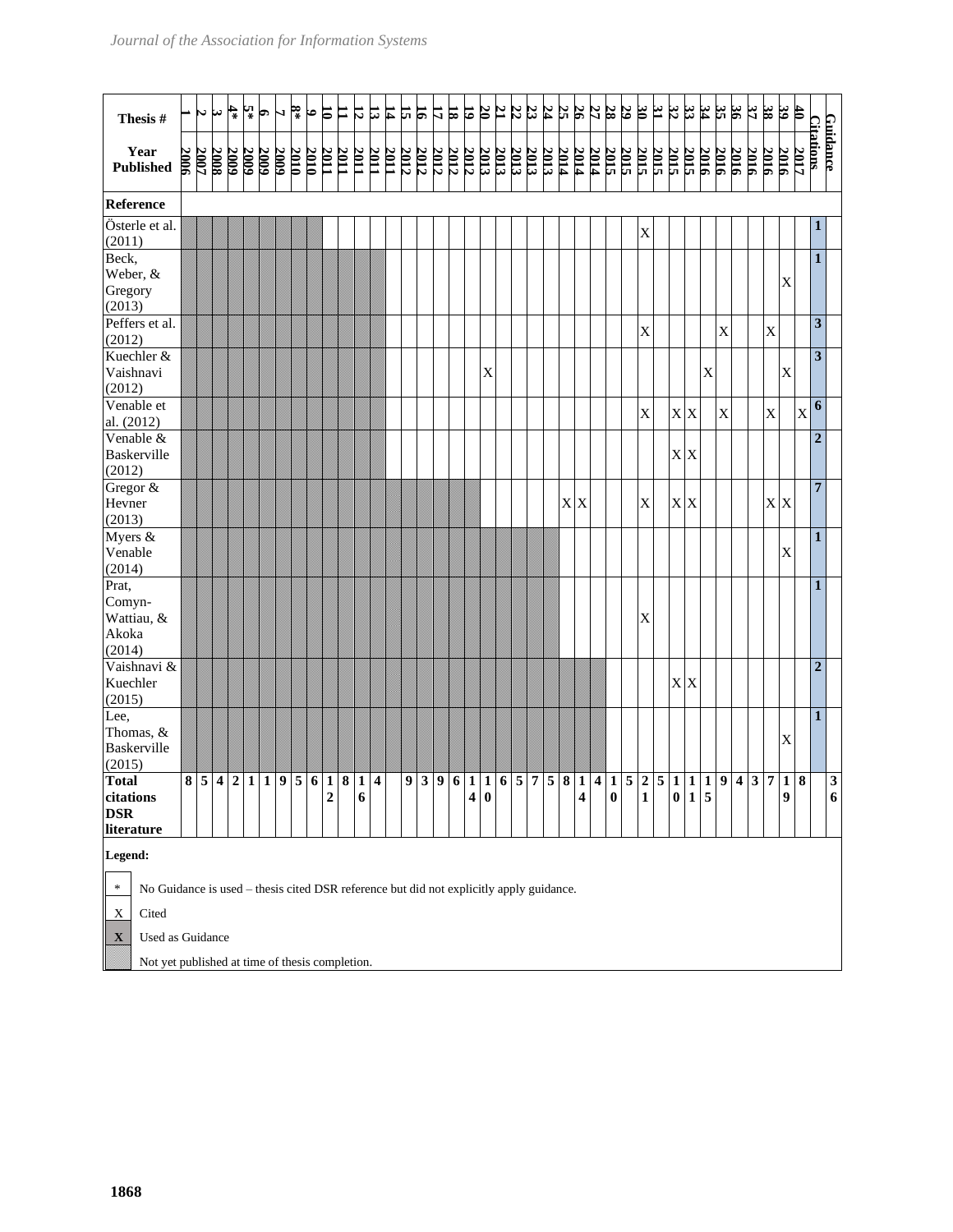| Thesis # | 1 | 2 | 3 | 4* | 5* | 6 | 7 | 8* | 9 | 10 | 11 | 12 | 13 | 14 | 15 | 16 | 17 | 18 | 19 | 20 | 21 | 22 | 23 | 24 | 25 | 26 | 27 | 28 | 29 | 30 | 31 | 32 | 33 | 34 | 35 | 36 | 37 | 38 | 39 | 40 | Citations | Guidance |
|---|---|---|---|---|---|---|---|---|---|---|---|---|---|---|---|---|---|---|---|---|---|---|---|---|---|---|---|---|---|---|---|---|---|---|---|---|---|---|---|---|---|---|
| **Year Published** | 2006 | 2007 | 2008 | 2009 | 2009 | 2009 | 2009 | 2010 | 2010 | 2011 | 2011 | 2011 | 2011 | 2011 | 2012 | 2012 | 2012 | 2012 | 2012 | 2013 | 2013 | 2013 | 2013 | 2013 | 2014 | 2014 | 2014 | 2015 | 2015 | 2015 | 2015 | 2015 | 2015 | 2016 | 2016 | 2016 | 2016 | 2016 | 2016 | 2017 | | |
| **Reference** | | | | | | | | | | | | | | | | | | | | | | | | | | | | | | | | | | | | | | | | | | |
| Österle et al. (2011) | | | | | | | | | | | | | | | | | | | | | | | | | | | | | | X | | | | | | | | | | | **1** | |
| Beck, Weber, & Gregory (2013) | | | | | | | | | | | | | | | | | | | | | | | | | | | | | | | | | | | | | | | X | | **1** | |
| Peffers et al. (2012) | | | | | | | | | | | | | | | | | | | | | | | | | | | | | | X | | | | | X | | | X | | | **3** | |
| Kuechler & Vaishnavi (2012) | | | | | | | | | | | | | | | | | | | | X | | | | | | | | | | | | | | X | | | | | X | | **3** | |
| Venable et al. (2012) | | | | | | | | | | | | | | | | | | | | | | | | | | | | | | X | | X | X | | X | | | X | | X | **6** | |
| Venable & Baskerville (2012) | | | | | | | | | | | | | | | | | | | | | | | | | | | | | | | | X | X | | | | | | | | **2** | |
| Gregor & Hevner (2013) | | | | | | | | | | | | | | | | | | | | | | | | | X | X | | | | X | | X | X | | | | | X | X | | **7** | |
| Myers & Venable (2014) | | | | | | | | | | | | | | | | | | | | | | | | | | | | | | | | | | | | | | | X | | **1** | |
| Prat, Comyn-Wattiau, & Akoka (2014) | | | | | | | | | | | | | | | | | | | | | | | | | | | | | | X | | | | | | | | | | | **1** | |
| Vaishnavi & Kuechler (2015) | | | | | | | | | | | | | | | | | | | | | | | | | | | | | | | | X | X | | | | | | | | **2** | |
| Lee, Thomas, & Baskerville (2015) | | | | | | | | | | | | | | | | | | | | | | | | | | | | | | | | | | | | | | | X | | **1** | |
| **Total citations DSR literature** | **8** | **5** | **4** | **2** | **1** | **1** | **9** | **5** | **6** | **12** | **8** | **16** | **4** | | **9** | **3** | **9** | **6** | **14** | **10** | **6** | **5** | **7** | **5** | **8** | **14** | **4** | **10** | **5** | **21** | **5** | **10** | **11** | **15** | **9** | **4** | **3** | **7** | **19** | **8** | | **36** |

**Legend:**

- \* No Guidance is used – thesis cited DSR reference but did not explicitly apply guidance.
- X Cited
- **X** (shaded) Used as Guidance
- (hatched) Not yet published at time of thesis completion.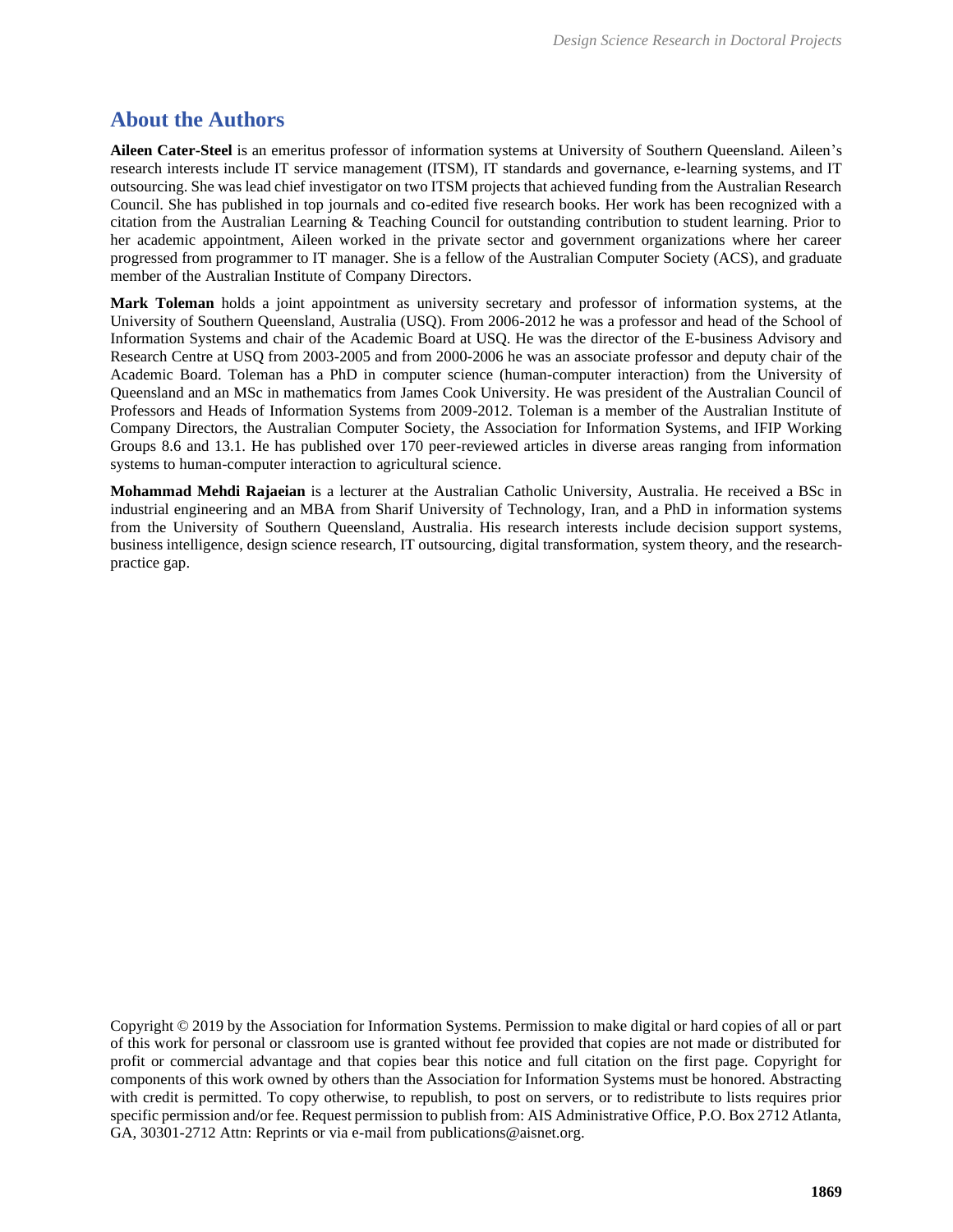## About the Authors

**Aileen Cater-Steel** is an emeritus professor of information systems at University of Southern Queensland. Aileen's research interests include IT service management (ITSM), IT standards and governance, e-learning systems, and IT outsourcing. She was lead chief investigator on two ITSM projects that achieved funding from the Australian Research Council. She has published in top journals and co-edited five research books. Her work has been recognized with a citation from the Australian Learning & Teaching Council for outstanding contribution to student learning. Prior to her academic appointment, Aileen worked in the private sector and government organizations where her career progressed from programmer to IT manager. She is a fellow of the Australian Computer Society (ACS), and graduate member of the Australian Institute of Company Directors.

**Mark Toleman** holds a joint appointment as university secretary and professor of information systems, at the University of Southern Queensland, Australia (USQ). From 2006-2012 he was a professor and head of the School of Information Systems and chair of the Academic Board at USQ. He was the director of the E-business Advisory and Research Centre at USQ from 2003-2005 and from 2000-2006 he was an associate professor and deputy chair of the Academic Board. Toleman has a PhD in computer science (human-computer interaction) from the University of Queensland and an MSc in mathematics from James Cook University. He was president of the Australian Council of Professors and Heads of Information Systems from 2009-2012. Toleman is a member of the Australian Institute of Company Directors, the Australian Computer Society, the Association for Information Systems, and IFIP Working Groups 8.6 and 13.1. He has published over 170 peer-reviewed articles in diverse areas ranging from information systems to human-computer interaction to agricultural science.

**Mohammad Mehdi Rajaeian** is a lecturer at the Australian Catholic University, Australia. He received a BSc in industrial engineering and an MBA from Sharif University of Technology, Iran, and a PhD in information systems from the University of Southern Queensland, Australia. His research interests include decision support systems, business intelligence, design science research, IT outsourcing, digital transformation, system theory, and the research-practice gap.

Copyright © 2019 by the Association for Information Systems. Permission to make digital or hard copies of all or part of this work for personal or classroom use is granted without fee provided that copies are not made or distributed for profit or commercial advantage and that copies bear this notice and full citation on the first page. Copyright for components of this work owned by others than the Association for Information Systems must be honored. Abstracting with credit is permitted. To copy otherwise, to republish, to post on servers, or to redistribute to lists requires prior specific permission and/or fee. Request permission to publish from: AIS Administrative Office, P.O. Box 2712 Atlanta, GA, 30301-2712 Attn: Reprints or via e-mail from publications@aisnet.org.